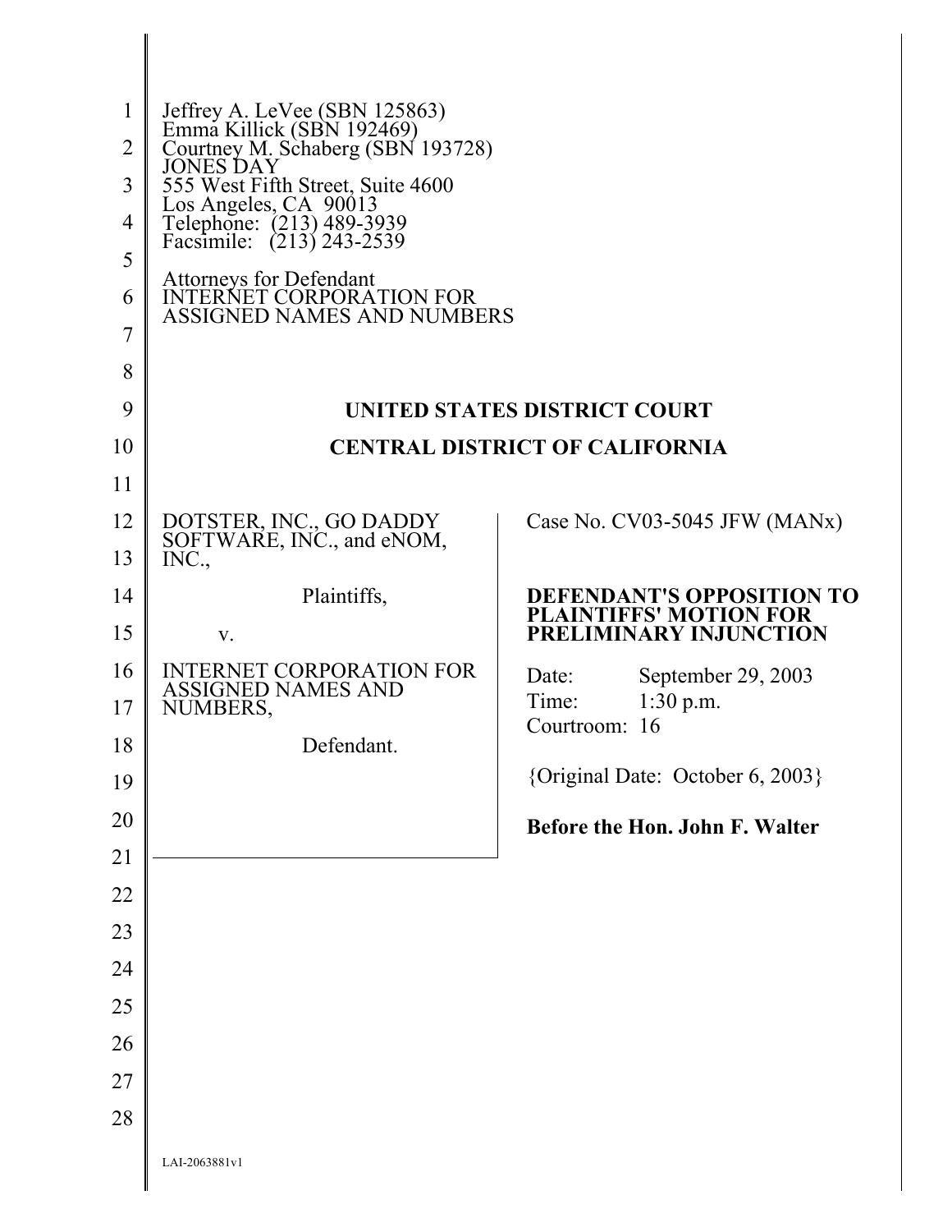Jeffrey A. LeVee (SBN 125863)
Emma Killick (SBN 192469)
Courtney M. Schaberg (SBN 193728)
JONES DAY
555 West Fifth Street, Suite 4600
Los Angeles, CA 90013
Telephone: (213) 489-3939
Facsimile: (213) 243-2539

Attorneys for Defendant
INTERNET CORPORATION FOR ASSIGNED NAMES AND NUMBERS

**UNITED STATES DISTRICT COURT**

**CENTRAL DISTRICT OF CALIFORNIA**

| | |
|---|---|
| DOTSTER, INC., GO DADDY SOFTWARE, INC., and eNOM, INC.,<br><br>Plaintiffs,<br><br>v.<br><br>INTERNET CORPORATION FOR ASSIGNED NAMES AND NUMBERS,<br><br>Defendant. | Case No. CV03-5045 JFW (MANx)<br><br>**DEFENDANT'S OPPOSITION TO PLAINTIFFS' MOTION FOR PRELIMINARY INJUNCTION**<br><br>Date: September 29, 2003<br>Time: 1:30 p.m.<br>Courtroom: 16<br><br>{Original Date: October 6, 2003}<br><br>**Before the Hon. John F. Walter** |

LAI-2063881v1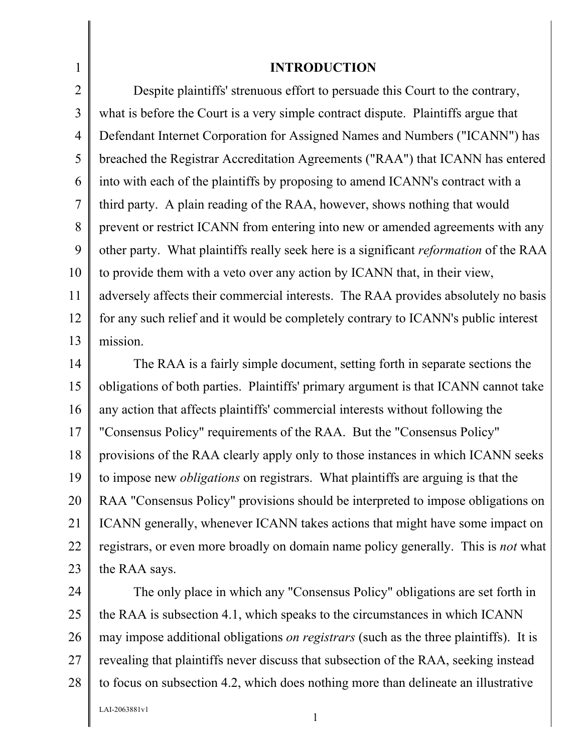## INTRODUCTION

Despite plaintiffs' strenuous effort to persuade this Court to the contrary, what is before the Court is a very simple contract dispute. Plaintiffs argue that Defendant Internet Corporation for Assigned Names and Numbers ("ICANN") has breached the Registrar Accreditation Agreements ("RAA") that ICANN has entered into with each of the plaintiffs by proposing to amend ICANN's contract with a third party. A plain reading of the RAA, however, shows nothing that would prevent or restrict ICANN from entering into new or amended agreements with any other party. What plaintiffs really seek here is a significant *reformation* of the RAA to provide them with a veto over any action by ICANN that, in their view, adversely affects their commercial interests. The RAA provides absolutely no basis for any such relief and it would be completely contrary to ICANN's public interest mission.

The RAA is a fairly simple document, setting forth in separate sections the obligations of both parties. Plaintiffs' primary argument is that ICANN cannot take any action that affects plaintiffs' commercial interests without following the "Consensus Policy" requirements of the RAA. But the "Consensus Policy" provisions of the RAA clearly apply only to those instances in which ICANN seeks to impose new *obligations* on registrars. What plaintiffs are arguing is that the RAA "Consensus Policy" provisions should be interpreted to impose obligations on ICANN generally, whenever ICANN takes actions that might have some impact on registrars, or even more broadly on domain name policy generally. This is *not* what the RAA says.

The only place in which any "Consensus Policy" obligations are set forth in the RAA is subsection 4.1, which speaks to the circumstances in which ICANN may impose additional obligations *on registrars* (such as the three plaintiffs). It is revealing that plaintiffs never discuss that subsection of the RAA, seeking instead to focus on subsection 4.2, which does nothing more than delineate an illustrative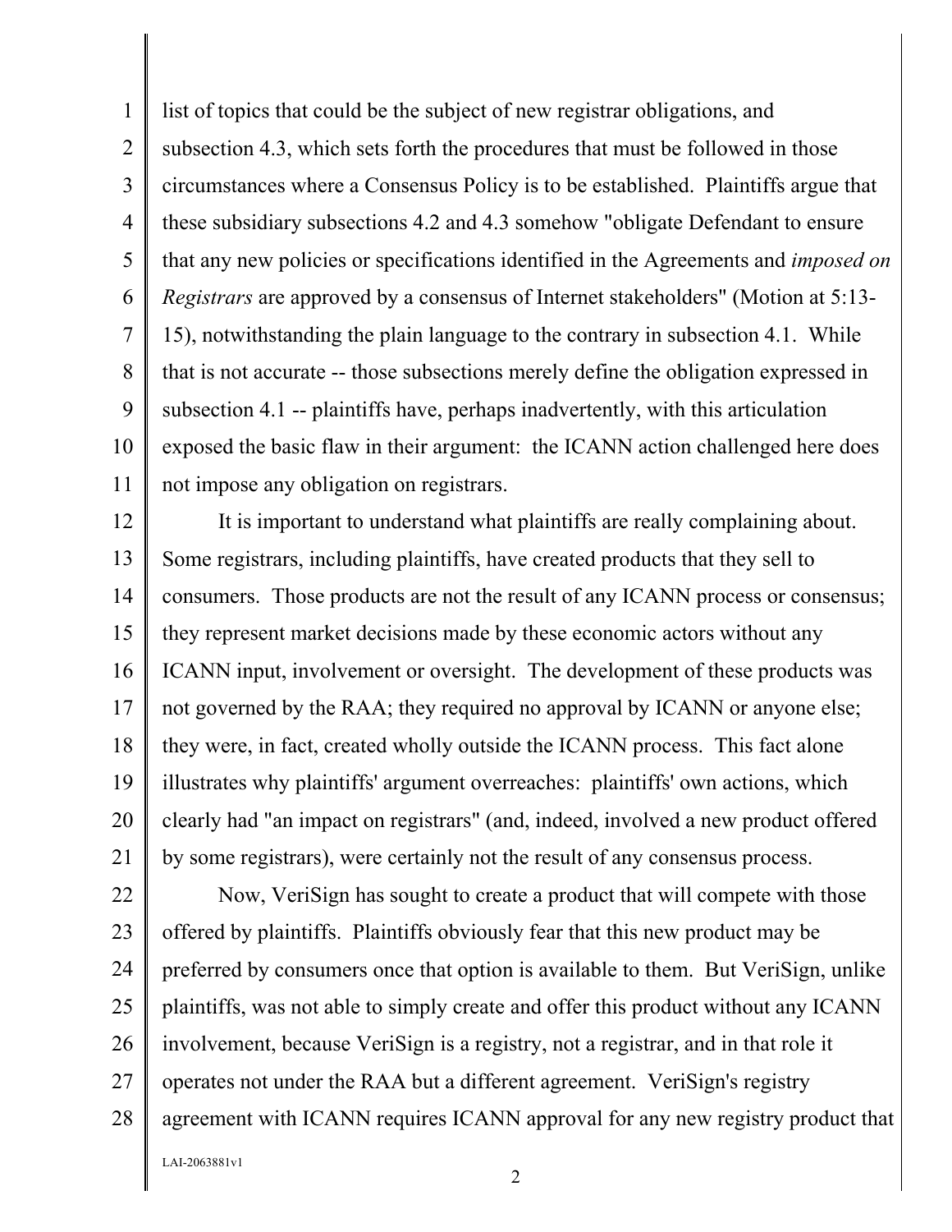list of topics that could be the subject of new registrar obligations, and subsection 4.3, which sets forth the procedures that must be followed in those circumstances where a Consensus Policy is to be established. Plaintiffs argue that these subsidiary subsections 4.2 and 4.3 somehow "obligate Defendant to ensure that any new policies or specifications identified in the Agreements and *imposed on Registrars* are approved by a consensus of Internet stakeholders" (Motion at 5:13-15), notwithstanding the plain language to the contrary in subsection 4.1. While that is not accurate -- those subsections merely define the obligation expressed in subsection 4.1 -- plaintiffs have, perhaps inadvertently, with this articulation exposed the basic flaw in their argument: the ICANN action challenged here does not impose any obligation on registrars.

It is important to understand what plaintiffs are really complaining about. Some registrars, including plaintiffs, have created products that they sell to consumers. Those products are not the result of any ICANN process or consensus; they represent market decisions made by these economic actors without any ICANN input, involvement or oversight. The development of these products was not governed by the RAA; they required no approval by ICANN or anyone else; they were, in fact, created wholly outside the ICANN process. This fact alone illustrates why plaintiffs' argument overreaches: plaintiffs' own actions, which clearly had "an impact on registrars" (and, indeed, involved a new product offered by some registrars), were certainly not the result of any consensus process.

Now, VeriSign has sought to create a product that will compete with those offered by plaintiffs. Plaintiffs obviously fear that this new product may be preferred by consumers once that option is available to them. But VeriSign, unlike plaintiffs, was not able to simply create and offer this product without any ICANN involvement, because VeriSign is a registry, not a registrar, and in that role it operates not under the RAA but a different agreement. VeriSign's registry agreement with ICANN requires ICANN approval for any new registry product that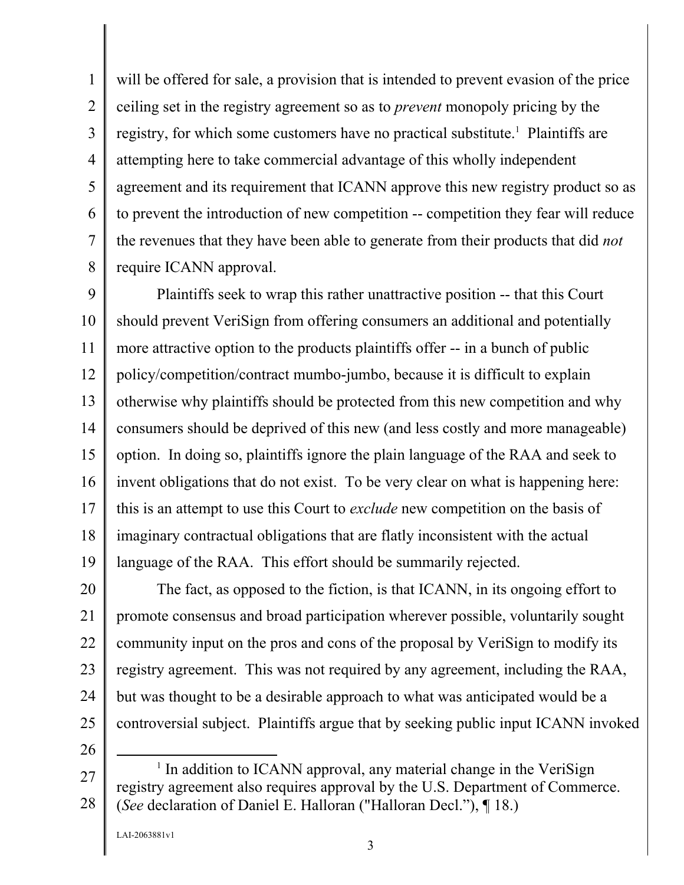will be offered for sale, a provision that is intended to prevent evasion of the price ceiling set in the registry agreement so as to *prevent* monopoly pricing by the registry, for which some customers have no practical substitute.[1] Plaintiffs are attempting here to take commercial advantage of this wholly independent agreement and its requirement that ICANN approve this new registry product so as to prevent the introduction of new competition -- competition they fear will reduce the revenues that they have been able to generate from their products that did *not* require ICANN approval.

Plaintiffs seek to wrap this rather unattractive position -- that this Court should prevent VeriSign from offering consumers an additional and potentially more attractive option to the products plaintiffs offer -- in a bunch of public policy/competition/contract mumbo-jumbo, because it is difficult to explain otherwise why plaintiffs should be protected from this new competition and why consumers should be deprived of this new (and less costly and more manageable) option. In doing so, plaintiffs ignore the plain language of the RAA and seek to invent obligations that do not exist. To be very clear on what is happening here: this is an attempt to use this Court to *exclude* new competition on the basis of imaginary contractual obligations that are flatly inconsistent with the actual language of the RAA. This effort should be summarily rejected.

The fact, as opposed to the fiction, is that ICANN, in its ongoing effort to promote consensus and broad participation wherever possible, voluntarily sought community input on the pros and cons of the proposal by VeriSign to modify its registry agreement. This was not required by any agreement, including the RAA, but was thought to be a desirable approach to what was anticipated would be a controversial subject. Plaintiffs argue that by seeking public input ICANN invoked

---

[1] In addition to ICANN approval, any material change in the VeriSign registry agreement also requires approval by the U.S. Department of Commerce. (*See* declaration of Daniel E. Halloran ("Halloran Decl."), ¶ 18.)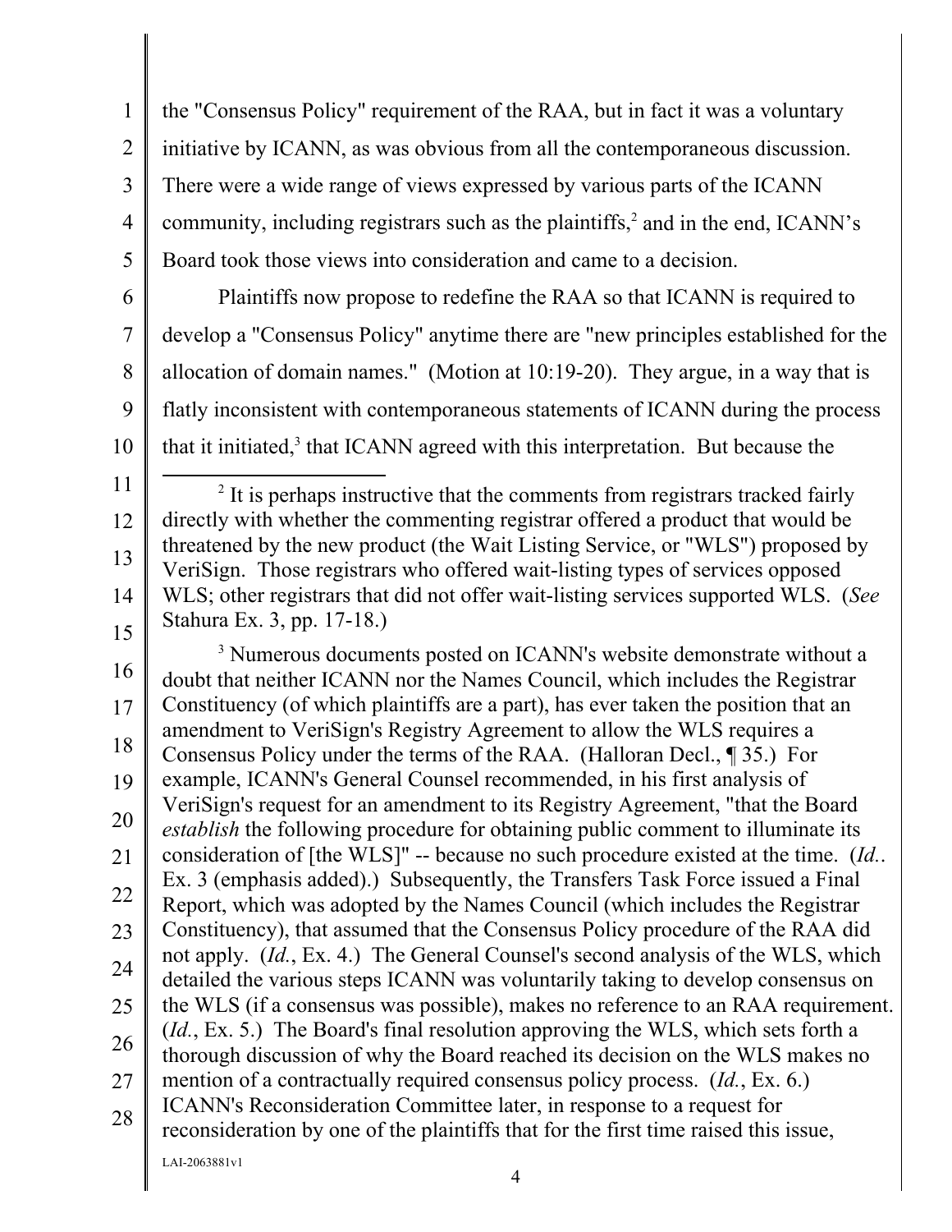the "Consensus Policy" requirement of the RAA, but in fact it was a voluntary initiative by ICANN, as was obvious from all the contemporaneous discussion. There were a wide range of views expressed by various parts of the ICANN community, including registrars such as the plaintiffs,[2] and in the end, ICANN's Board took those views into consideration and came to a decision.

Plaintiffs now propose to redefine the RAA so that ICANN is required to develop a "Consensus Policy" anytime there are "new principles established for the allocation of domain names." (Motion at 10:19-20). They argue, in a way that is flatly inconsistent with contemporaneous statements of ICANN during the process that it initiated,[3] that ICANN agreed with this interpretation. But because the

---

[2] It is perhaps instructive that the comments from registrars tracked fairly directly with whether the commenting registrar offered a product that would be threatened by the new product (the Wait Listing Service, or "WLS") proposed by VeriSign. Those registrars who offered wait-listing types of services opposed WLS; other registrars that did not offer wait-listing services supported WLS. (*See* Stahura Ex. 3, pp. 17-18.)

[3] Numerous documents posted on ICANN's website demonstrate without a doubt that neither ICANN nor the Names Council, which includes the Registrar Constituency (of which plaintiffs are a part), has ever taken the position that an amendment to VeriSign's Registry Agreement to allow the WLS requires a Consensus Policy under the terms of the RAA. (Halloran Decl., ¶ 35.) For example, ICANN's General Counsel recommended, in his first analysis of VeriSign's request for an amendment to its Registry Agreement, "that the Board *establish* the following procedure for obtaining public comment to illuminate its consideration of [the WLS]" -- because no such procedure existed at the time. (*Id.*. Ex. 3 (emphasis added).) Subsequently, the Transfers Task Force issued a Final Report, which was adopted by the Names Council (which includes the Registrar Constituency), that assumed that the Consensus Policy procedure of the RAA did not apply. (*Id.*, Ex. 4.) The General Counsel's second analysis of the WLS, which detailed the various steps ICANN was voluntarily taking to develop consensus on the WLS (if a consensus was possible), makes no reference to an RAA requirement. (*Id.*, Ex. 5.) The Board's final resolution approving the WLS, which sets forth a thorough discussion of why the Board reached its decision on the WLS makes no mention of a contractually required consensus policy process. (*Id.*, Ex. 6.) ICANN's Reconsideration Committee later, in response to a request for reconsideration by one of the plaintiffs that for the first time raised this issue,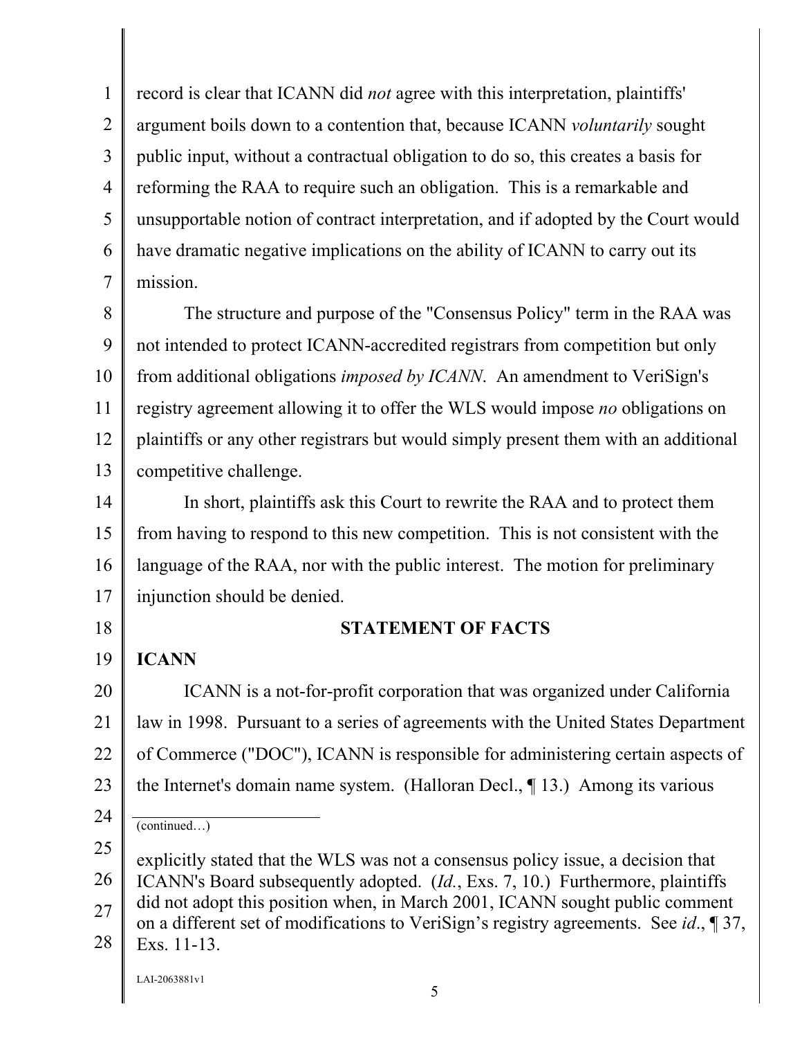record is clear that ICANN did *not* agree with this interpretation, plaintiffs' argument boils down to a contention that, because ICANN *voluntarily* sought public input, without a contractual obligation to do so, this creates a basis for reforming the RAA to require such an obligation. This is a remarkable and unsupportable notion of contract interpretation, and if adopted by the Court would have dramatic negative implications on the ability of ICANN to carry out its mission.

The structure and purpose of the "Consensus Policy" term in the RAA was not intended to protect ICANN-accredited registrars from competition but only from additional obligations *imposed by ICANN*. An amendment to VeriSign's registry agreement allowing it to offer the WLS would impose *no* obligations on plaintiffs or any other registrars but would simply present them with an additional competitive challenge.

In short, plaintiffs ask this Court to rewrite the RAA and to protect them from having to respond to this new competition. This is not consistent with the language of the RAA, nor with the public interest. The motion for preliminary injunction should be denied.

## STATEMENT OF FACTS

### ICANN

ICANN is a not-for-profit corporation that was organized under California law in 1998. Pursuant to a series of agreements with the United States Department of Commerce ("DOC"), ICANN is responsible for administering certain aspects of the Internet's domain name system. (Halloran Decl., ¶ 13.) Among its various

---

(continued…)

explicitly stated that the WLS was not a consensus policy issue, a decision that ICANN's Board subsequently adopted. (*Id.*, Exs. 7, 10.) Furthermore, plaintiffs did not adopt this position when, in March 2001, ICANN sought public comment on a different set of modifications to VeriSign's registry agreements. See *id.*, ¶ 37, Exs. 11-13.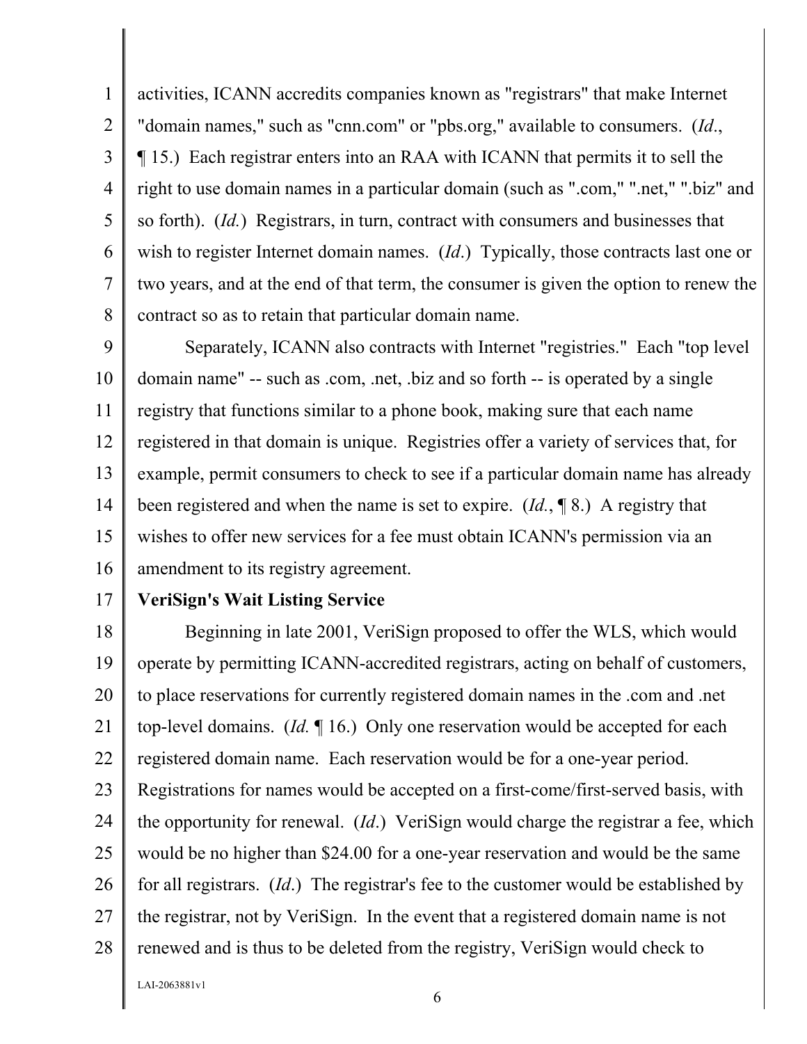activities, ICANN accredits companies known as "registrars" that make Internet "domain names," such as "cnn.com" or "pbs.org," available to consumers. (*Id*., ¶ 15.) Each registrar enters into an RAA with ICANN that permits it to sell the right to use domain names in a particular domain (such as ".com," ".net," ".biz" and so forth). (*Id.*) Registrars, in turn, contract with consumers and businesses that wish to register Internet domain names. (*Id*.) Typically, those contracts last one or two years, and at the end of that term, the consumer is given the option to renew the contract so as to retain that particular domain name.

Separately, ICANN also contracts with Internet "registries." Each "top level domain name" -- such as .com, .net, .biz and so forth -- is operated by a single registry that functions similar to a phone book, making sure that each name registered in that domain is unique. Registries offer a variety of services that, for example, permit consumers to check to see if a particular domain name has already been registered and when the name is set to expire. (*Id.*, ¶ 8.) A registry that wishes to offer new services for a fee must obtain ICANN's permission via an amendment to its registry agreement.

**VeriSign's Wait Listing Service**

Beginning in late 2001, VeriSign proposed to offer the WLS, which would operate by permitting ICANN-accredited registrars, acting on behalf of customers, to place reservations for currently registered domain names in the .com and .net top-level domains. (*Id.* ¶ 16.) Only one reservation would be accepted for each registered domain name. Each reservation would be for a one-year period. Registrations for names would be accepted on a first-come/first-served basis, with the opportunity for renewal. (*Id*.) VeriSign would charge the registrar a fee, which would be no higher than $24.00 for a one-year reservation and would be the same for all registrars. (*Id*.) The registrar's fee to the customer would be established by the registrar, not by VeriSign. In the event that a registered domain name is not renewed and is thus to be deleted from the registry, VeriSign would check to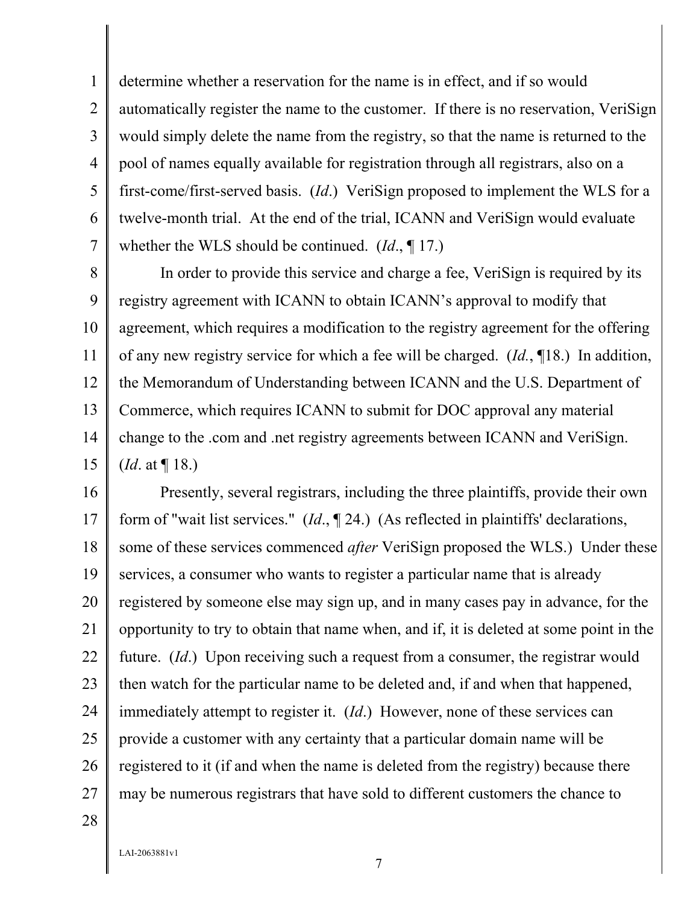determine whether a reservation for the name is in effect, and if so would automatically register the name to the customer. If there is no reservation, VeriSign would simply delete the name from the registry, so that the name is returned to the pool of names equally available for registration through all registrars, also on a first-come/first-served basis. (*Id*.) VeriSign proposed to implement the WLS for a twelve-month trial. At the end of the trial, ICANN and VeriSign would evaluate whether the WLS should be continued. (*Id*., ¶ 17.)

In order to provide this service and charge a fee, VeriSign is required by its registry agreement with ICANN to obtain ICANN's approval to modify that agreement, which requires a modification to the registry agreement for the offering of any new registry service for which a fee will be charged. (*Id.*, ¶18.) In addition, the Memorandum of Understanding between ICANN and the U.S. Department of Commerce, which requires ICANN to submit for DOC approval any material change to the .com and .net registry agreements between ICANN and VeriSign. (*Id*. at ¶ 18.)

Presently, several registrars, including the three plaintiffs, provide their own form of "wait list services." (*Id*., ¶ 24.) (As reflected in plaintiffs' declarations, some of these services commenced *after* VeriSign proposed the WLS.) Under these services, a consumer who wants to register a particular name that is already registered by someone else may sign up, and in many cases pay in advance, for the opportunity to try to obtain that name when, and if, it is deleted at some point in the future. (*Id*.) Upon receiving such a request from a consumer, the registrar would then watch for the particular name to be deleted and, if and when that happened, immediately attempt to register it. (*Id*.) However, none of these services can provide a customer with any certainty that a particular domain name will be registered to it (if and when the name is deleted from the registry) because there may be numerous registrars that have sold to different customers the chance to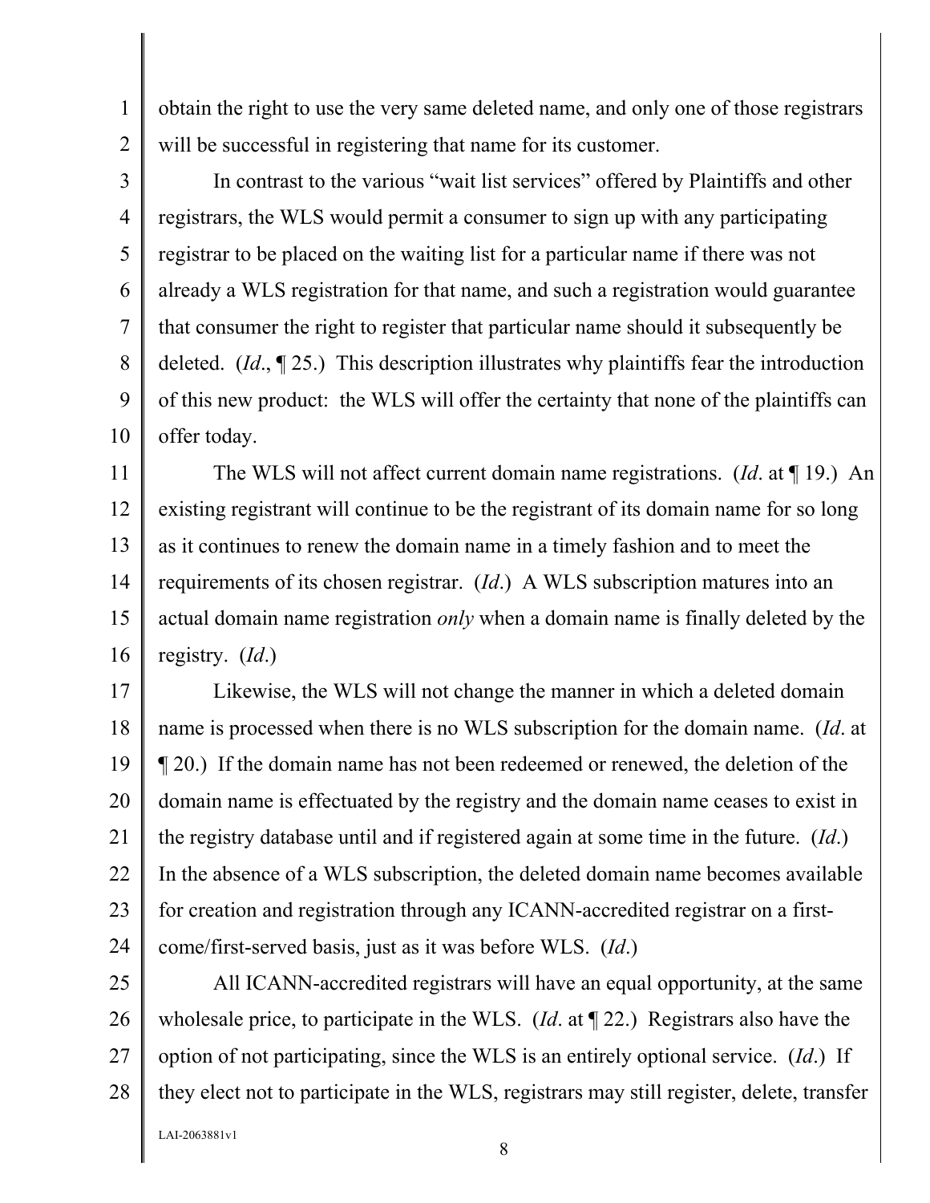obtain the right to use the very same deleted name, and only one of those registrars will be successful in registering that name for its customer.

In contrast to the various "wait list services" offered by Plaintiffs and other registrars, the WLS would permit a consumer to sign up with any participating registrar to be placed on the waiting list for a particular name if there was not already a WLS registration for that name, and such a registration would guarantee that consumer the right to register that particular name should it subsequently be deleted. (*Id*., ¶ 25.) This description illustrates why plaintiffs fear the introduction of this new product: the WLS will offer the certainty that none of the plaintiffs can offer today.

The WLS will not affect current domain name registrations. (*Id*. at ¶ 19.) An existing registrant will continue to be the registrant of its domain name for so long as it continues to renew the domain name in a timely fashion and to meet the requirements of its chosen registrar. (*Id*.) A WLS subscription matures into an actual domain name registration *only* when a domain name is finally deleted by the registry. (*Id*.)

Likewise, the WLS will not change the manner in which a deleted domain name is processed when there is no WLS subscription for the domain name. (*Id*. at ¶ 20.) If the domain name has not been redeemed or renewed, the deletion of the domain name is effectuated by the registry and the domain name ceases to exist in the registry database until and if registered again at some time in the future. (*Id*.) In the absence of a WLS subscription, the deleted domain name becomes available for creation and registration through any ICANN-accredited registrar on a first-come/first-served basis, just as it was before WLS. (*Id*.)

All ICANN-accredited registrars will have an equal opportunity, at the same wholesale price, to participate in the WLS. (*Id*. at ¶ 22.) Registrars also have the option of not participating, since the WLS is an entirely optional service. (*Id*.) If they elect not to participate in the WLS, registrars may still register, delete, transfer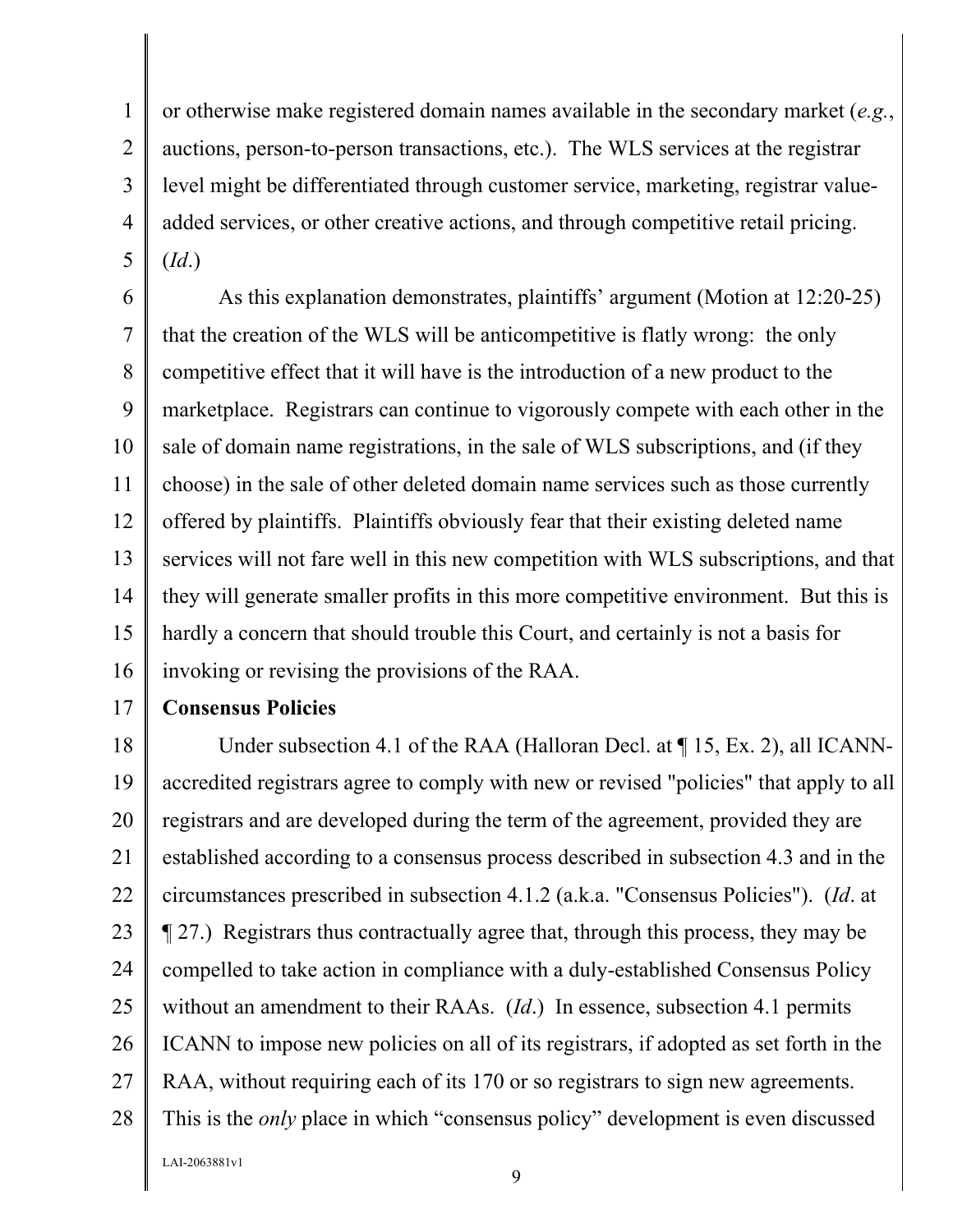or otherwise make registered domain names available in the secondary market (*e.g.*, auctions, person-to-person transactions, etc.). The WLS services at the registrar level might be differentiated through customer service, marketing, registrar value-added services, or other creative actions, and through competitive retail pricing. (*Id*.)

As this explanation demonstrates, plaintiffs' argument (Motion at 12:20-25) that the creation of the WLS will be anticompetitive is flatly wrong: the only competitive effect that it will have is the introduction of a new product to the marketplace. Registrars can continue to vigorously compete with each other in the sale of domain name registrations, in the sale of WLS subscriptions, and (if they choose) in the sale of other deleted domain name services such as those currently offered by plaintiffs. Plaintiffs obviously fear that their existing deleted name services will not fare well in this new competition with WLS subscriptions, and that they will generate smaller profits in this more competitive environment. But this is hardly a concern that should trouble this Court, and certainly is not a basis for invoking or revising the provisions of the RAA.

**Consensus Policies**

Under subsection 4.1 of the RAA (Halloran Decl. at ¶ 15, Ex. 2), all ICANN-accredited registrars agree to comply with new or revised "policies" that apply to all registrars and are developed during the term of the agreement, provided they are established according to a consensus process described in subsection 4.3 and in the circumstances prescribed in subsection 4.1.2 (a.k.a. "Consensus Policies"). (*Id*. at ¶ 27.) Registrars thus contractually agree that, through this process, they may be compelled to take action in compliance with a duly-established Consensus Policy without an amendment to their RAAs. (*Id*.) In essence, subsection 4.1 permits ICANN to impose new policies on all of its registrars, if adopted as set forth in the RAA, without requiring each of its 170 or so registrars to sign new agreements. This is the *only* place in which "consensus policy" development is even discussed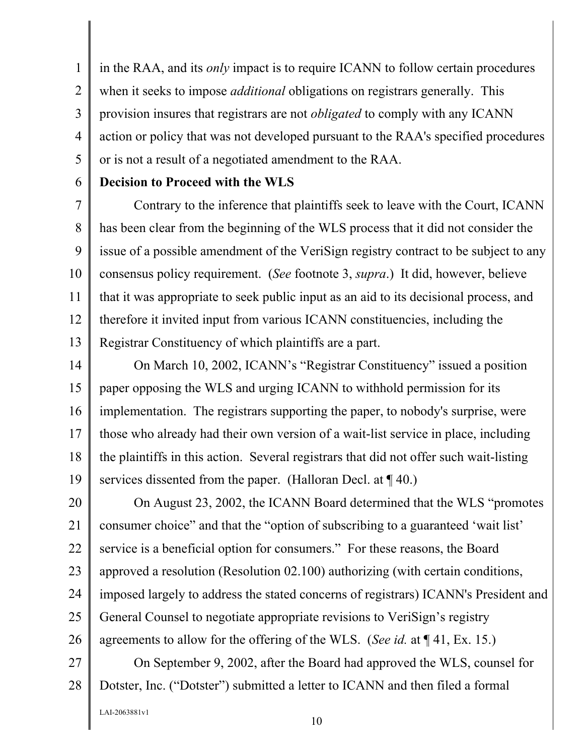in the RAA, and its *only* impact is to require ICANN to follow certain procedures when it seeks to impose *additional* obligations on registrars generally. This provision insures that registrars are not *obligated* to comply with any ICANN action or policy that was not developed pursuant to the RAA's specified procedures or is not a result of a negotiated amendment to the RAA.

**Decision to Proceed with the WLS**

Contrary to the inference that plaintiffs seek to leave with the Court, ICANN has been clear from the beginning of the WLS process that it did not consider the issue of a possible amendment of the VeriSign registry contract to be subject to any consensus policy requirement. (*See* footnote 3, *supra*.) It did, however, believe that it was appropriate to seek public input as an aid to its decisional process, and therefore it invited input from various ICANN constituencies, including the Registrar Constituency of which plaintiffs are a part.

On March 10, 2002, ICANN's "Registrar Constituency" issued a position paper opposing the WLS and urging ICANN to withhold permission for its implementation. The registrars supporting the paper, to nobody's surprise, were those who already had their own version of a wait-list service in place, including the plaintiffs in this action. Several registrars that did not offer such wait-listing services dissented from the paper. (Halloran Decl. at ¶ 40.)

On August 23, 2002, the ICANN Board determined that the WLS "promotes consumer choice" and that the "option of subscribing to a guaranteed 'wait list' service is a beneficial option for consumers." For these reasons, the Board approved a resolution (Resolution 02.100) authorizing (with certain conditions, imposed largely to address the stated concerns of registrars) ICANN's President and General Counsel to negotiate appropriate revisions to VeriSign's registry agreements to allow for the offering of the WLS. (*See id.* at ¶ 41, Ex. 15.)

On September 9, 2002, after the Board had approved the WLS, counsel for Dotster, Inc. ("Dotster") submitted a letter to ICANN and then filed a formal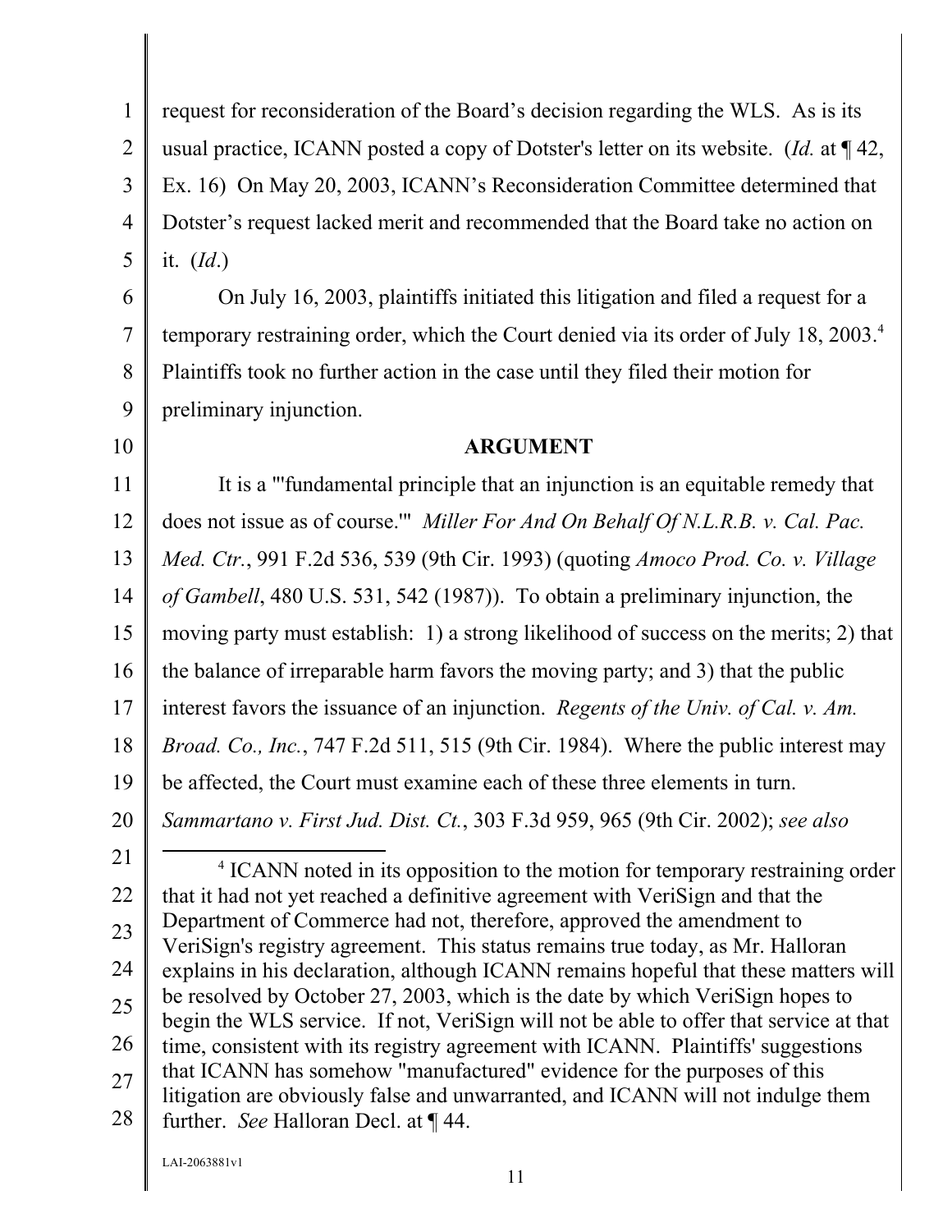request for reconsideration of the Board's decision regarding the WLS. As is its usual practice, ICANN posted a copy of Dotster's letter on its website. (*Id.* at ¶ 42, Ex. 16) On May 20, 2003, ICANN's Reconsideration Committee determined that Dotster's request lacked merit and recommended that the Board take no action on it. (*Id*.)

On July 16, 2003, plaintiffs initiated this litigation and filed a request for a temporary restraining order, which the Court denied via its order of July 18, 2003.[4] Plaintiffs took no further action in the case until they filed their motion for preliminary injunction.

**ARGUMENT**

It is a "'fundamental principle that an injunction is an equitable remedy that does not issue as of course.'" *Miller For And On Behalf Of N.L.R.B. v. Cal. Pac. Med. Ctr.*, 991 F.2d 536, 539 (9th Cir. 1993) (quoting *Amoco Prod. Co. v. Village of Gambell*, 480 U.S. 531, 542 (1987)). To obtain a preliminary injunction, the moving party must establish: 1) a strong likelihood of success on the merits; 2) that the balance of irreparable harm favors the moving party; and 3) that the public interest favors the issuance of an injunction. *Regents of the Univ. of Cal. v. Am. Broad. Co., Inc.*, 747 F.2d 511, 515 (9th Cir. 1984). Where the public interest may be affected, the Court must examine each of these three elements in turn. *Sammartano v. First Jud. Dist. Ct.*, 303 F.3d 959, 965 (9th Cir. 2002); *see also*

---

[4] ICANN noted in its opposition to the motion for temporary restraining order that it had not yet reached a definitive agreement with VeriSign and that the Department of Commerce had not, therefore, approved the amendment to VeriSign's registry agreement. This status remains true today, as Mr. Halloran explains in his declaration, although ICANN remains hopeful that these matters will be resolved by October 27, 2003, which is the date by which VeriSign hopes to begin the WLS service. If not, VeriSign will not be able to offer that service at that time, consistent with its registry agreement with ICANN. Plaintiffs' suggestions that ICANN has somehow "manufactured" evidence for the purposes of this litigation are obviously false and unwarranted, and ICANN will not indulge them further. *See* Halloran Decl. at ¶ 44.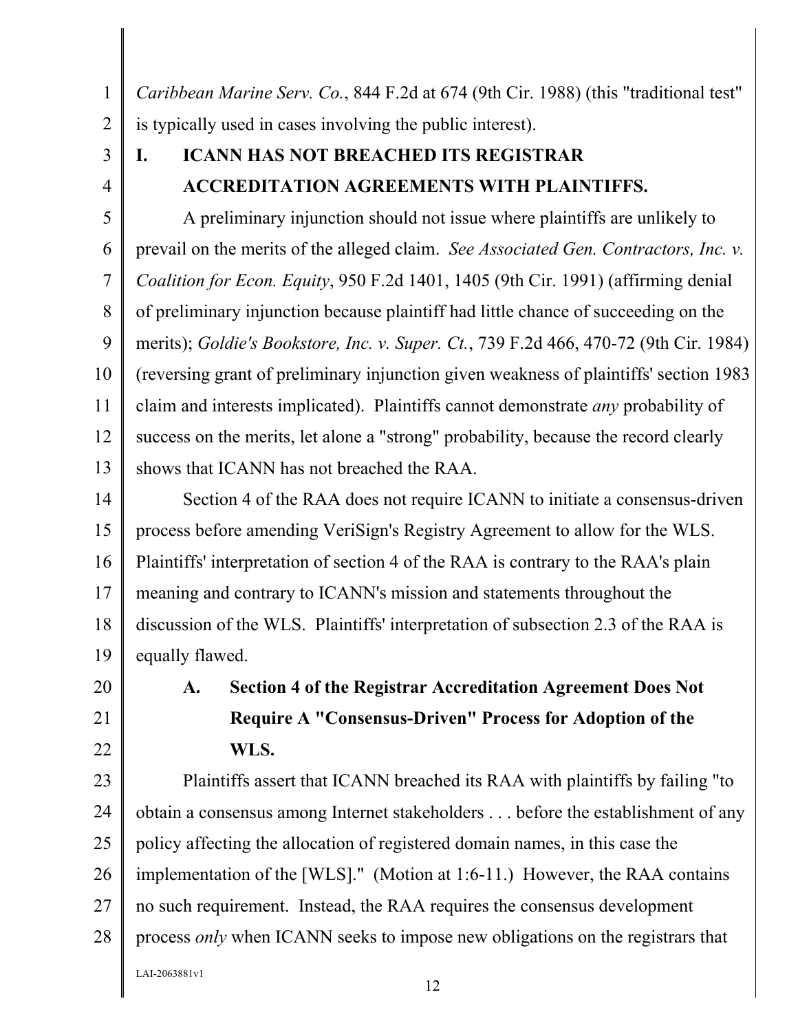*Caribbean Marine Serv. Co.*, 844 F.2d at 674 (9th Cir. 1988) (this "traditional test" is typically used in cases involving the public interest).

## I. ICANN HAS NOT BREACHED ITS REGISTRAR ACCREDITATION AGREEMENTS WITH PLAINTIFFS.

A preliminary injunction should not issue where plaintiffs are unlikely to prevail on the merits of the alleged claim. *See Associated Gen. Contractors, Inc. v. Coalition for Econ. Equity*, 950 F.2d 1401, 1405 (9th Cir. 1991) (affirming denial of preliminary injunction because plaintiff had little chance of succeeding on the merits); *Goldie's Bookstore, Inc. v. Super. Ct.*, 739 F.2d 466, 470-72 (9th Cir. 1984) (reversing grant of preliminary injunction given weakness of plaintiffs' section 1983 claim and interests implicated). Plaintiffs cannot demonstrate *any* probability of success on the merits, let alone a "strong" probability, because the record clearly shows that ICANN has not breached the RAA.

Section 4 of the RAA does not require ICANN to initiate a consensus-driven process before amending VeriSign's Registry Agreement to allow for the WLS. Plaintiffs' interpretation of section 4 of the RAA is contrary to the RAA's plain meaning and contrary to ICANN's mission and statements throughout the discussion of the WLS. Plaintiffs' interpretation of subsection 2.3 of the RAA is equally flawed.

### A. Section 4 of the Registrar Accreditation Agreement Does Not Require A "Consensus-Driven" Process for Adoption of the WLS.

Plaintiffs assert that ICANN breached its RAA with plaintiffs by failing "to obtain a consensus among Internet stakeholders . . . before the establishment of any policy affecting the allocation of registered domain names, in this case the implementation of the [WLS]." (Motion at 1:6-11.) However, the RAA contains no such requirement. Instead, the RAA requires the consensus development process *only* when ICANN seeks to impose new obligations on the registrars that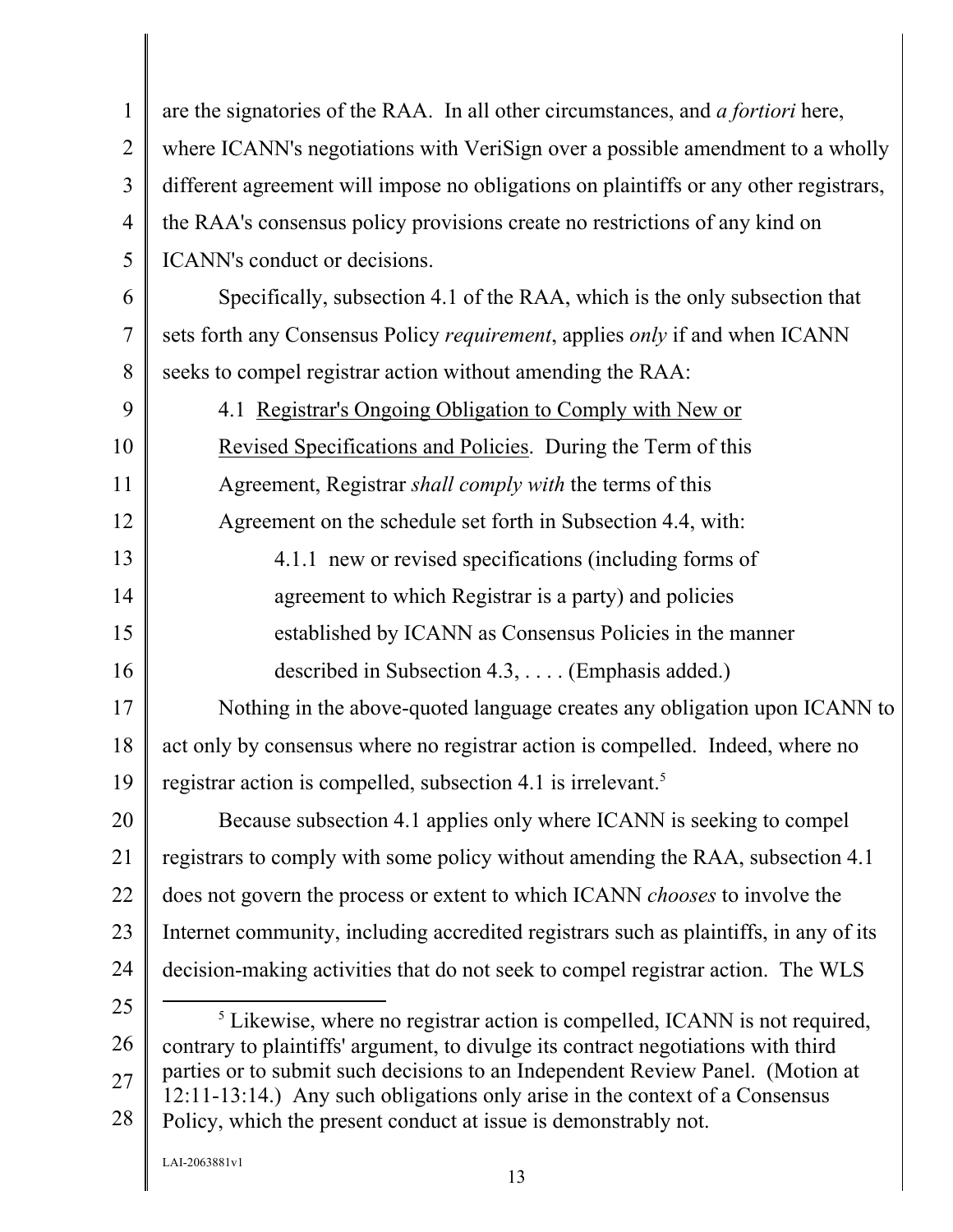are the signatories of the RAA. In all other circumstances, and *a fortiori* here, where ICANN's negotiations with VeriSign over a possible amendment to a wholly different agreement will impose no obligations on plaintiffs or any other registrars, the RAA's consensus policy provisions create no restrictions of any kind on ICANN's conduct or decisions.

Specifically, subsection 4.1 of the RAA, which is the only subsection that sets forth any Consensus Policy *requirement*, applies *only* if and when ICANN seeks to compel registrar action without amending the RAA:

> 4.1 <u>Registrar's Ongoing Obligation to Comply with New or Revised Specifications and Policies</u>. During the Term of this Agreement, Registrar *shall comply with* the terms of this Agreement on the schedule set forth in Subsection 4.4, with:
>
> > 4.1.1 new or revised specifications (including forms of agreement to which Registrar is a party) and policies established by ICANN as Consensus Policies in the manner described in Subsection 4.3, . . . . (Emphasis added.)

Nothing in the above-quoted language creates any obligation upon ICANN to act only by consensus where no registrar action is compelled. Indeed, where no registrar action is compelled, subsection 4.1 is irrelevant.[5]

Because subsection 4.1 applies only where ICANN is seeking to compel registrars to comply with some policy without amending the RAA, subsection 4.1 does not govern the process or extent to which ICANN *chooses* to involve the Internet community, including accredited registrars such as plaintiffs, in any of its decision-making activities that do not seek to compel registrar action. The WLS

---

[5] Likewise, where no registrar action is compelled, ICANN is not required, contrary to plaintiffs' argument, to divulge its contract negotiations with third parties or to submit such decisions to an Independent Review Panel. (Motion at 12:11-13:14.) Any such obligations only arise in the context of a Consensus Policy, which the present conduct at issue is demonstrably not.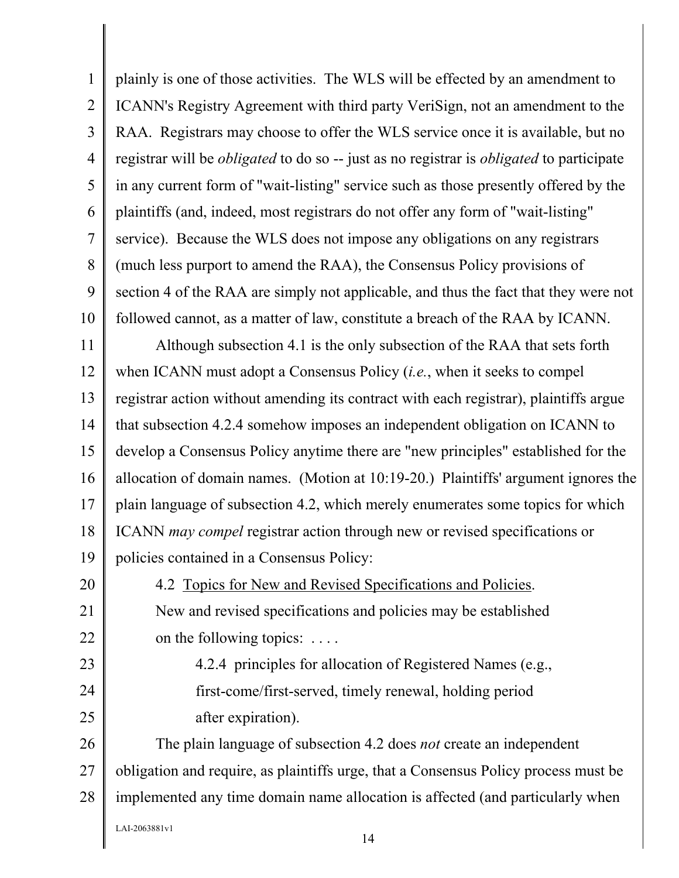plainly is one of those activities. The WLS will be effected by an amendment to ICANN's Registry Agreement with third party VeriSign, not an amendment to the RAA. Registrars may choose to offer the WLS service once it is available, but no registrar will be *obligated* to do so -- just as no registrar is *obligated* to participate in any current form of "wait-listing" service such as those presently offered by the plaintiffs (and, indeed, most registrars do not offer any form of "wait-listing" service). Because the WLS does not impose any obligations on any registrars (much less purport to amend the RAA), the Consensus Policy provisions of section 4 of the RAA are simply not applicable, and thus the fact that they were not followed cannot, as a matter of law, constitute a breach of the RAA by ICANN.

Although subsection 4.1 is the only subsection of the RAA that sets forth when ICANN must adopt a Consensus Policy (*i.e.*, when it seeks to compel registrar action without amending its contract with each registrar), plaintiffs argue that subsection 4.2.4 somehow imposes an independent obligation on ICANN to develop a Consensus Policy anytime there are "new principles" established for the allocation of domain names. (Motion at 10:19-20.) Plaintiffs' argument ignores the plain language of subsection 4.2, which merely enumerates some topics for which ICANN *may compel* registrar action through new or revised specifications or policies contained in a Consensus Policy:

> 4.2 Topics for New and Revised Specifications and Policies. New and revised specifications and policies may be established on the following topics: . . . .
>
> > 4.2.4 principles for allocation of Registered Names (e.g., first-come/first-served, timely renewal, holding period after expiration).

The plain language of subsection 4.2 does *not* create an independent obligation and require, as plaintiffs urge, that a Consensus Policy process must be implemented any time domain name allocation is affected (and particularly when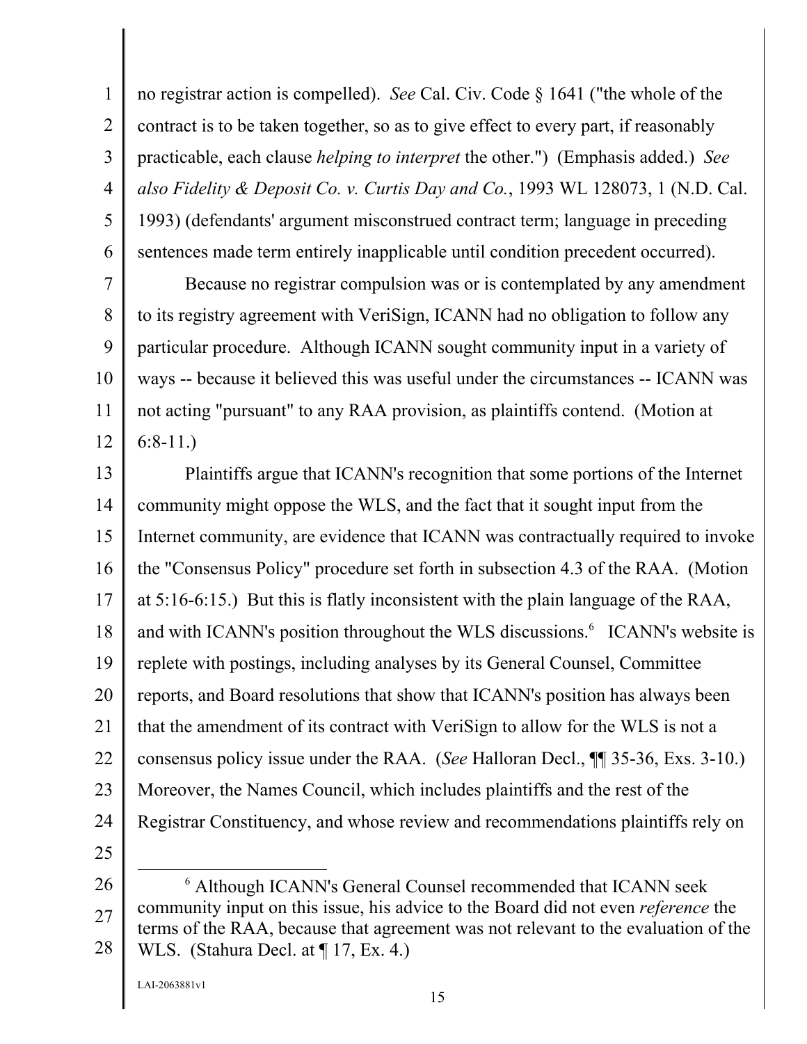no registrar action is compelled). *See* Cal. Civ. Code § 1641 ("the whole of the contract is to be taken together, so as to give effect to every part, if reasonably practicable, each clause *helping to interpret* the other.") (Emphasis added.) *See also Fidelity & Deposit Co. v. Curtis Day and Co.*, 1993 WL 128073, 1 (N.D. Cal. 1993) (defendants' argument misconstrued contract term; language in preceding sentences made term entirely inapplicable until condition precedent occurred).

Because no registrar compulsion was or is contemplated by any amendment to its registry agreement with VeriSign, ICANN had no obligation to follow any particular procedure. Although ICANN sought community input in a variety of ways -- because it believed this was useful under the circumstances -- ICANN was not acting "pursuant" to any RAA provision, as plaintiffs contend. (Motion at 6:8-11.)

Plaintiffs argue that ICANN's recognition that some portions of the Internet community might oppose the WLS, and the fact that it sought input from the Internet community, are evidence that ICANN was contractually required to invoke the "Consensus Policy" procedure set forth in subsection 4.3 of the RAA. (Motion at 5:16-6:15.) But this is flatly inconsistent with the plain language of the RAA, and with ICANN's position throughout the WLS discussions.[6] ICANN's website is replete with postings, including analyses by its General Counsel, Committee reports, and Board resolutions that show that ICANN's position has always been that the amendment of its contract with VeriSign to allow for the WLS is not a consensus policy issue under the RAA. (*See* Halloran Decl., ¶¶ 35-36, Exs. 3-10.) Moreover, the Names Council, which includes plaintiffs and the rest of the Registrar Constituency, and whose review and recommendations plaintiffs rely on

---

[6] Although ICANN's General Counsel recommended that ICANN seek community input on this issue, his advice to the Board did not even *reference* the terms of the RAA, because that agreement was not relevant to the evaluation of the WLS. (Stahura Decl. at ¶ 17, Ex. 4.)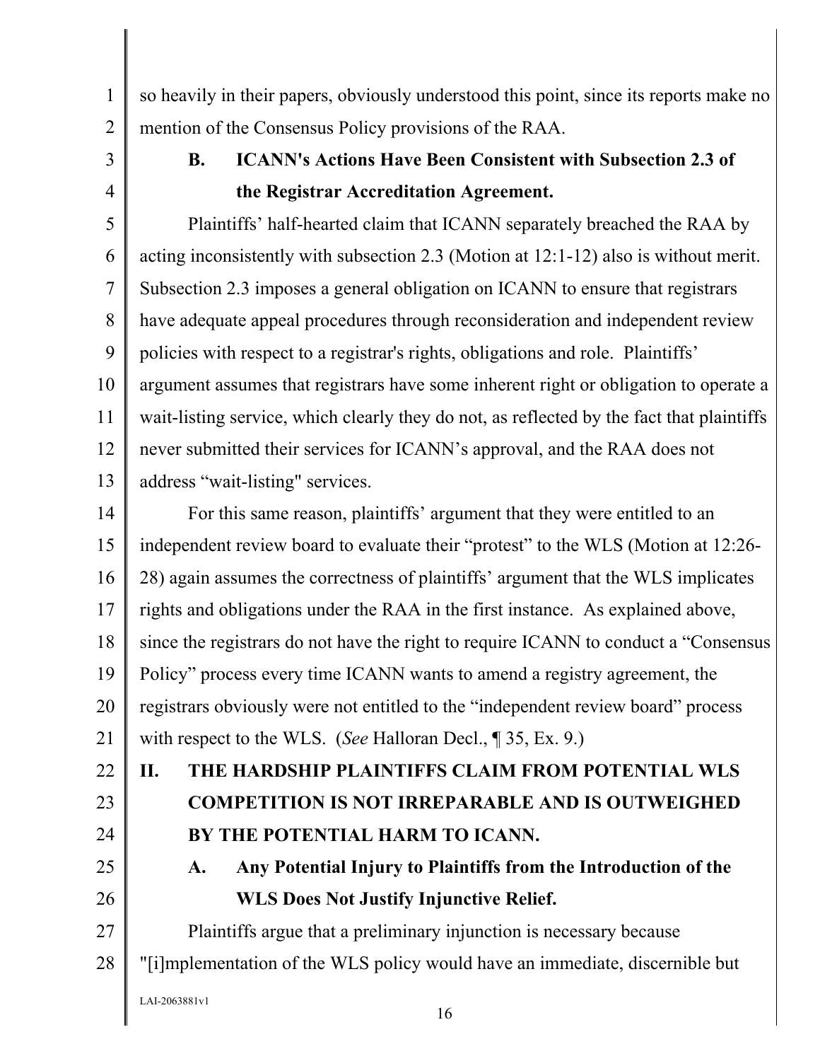so heavily in their papers, obviously understood this point, since its reports make no mention of the Consensus Policy provisions of the RAA.

### B. ICANN's Actions Have Been Consistent with Subsection 2.3 of the Registrar Accreditation Agreement.

Plaintiffs' half-hearted claim that ICANN separately breached the RAA by acting inconsistently with subsection 2.3 (Motion at 12:1-12) also is without merit. Subsection 2.3 imposes a general obligation on ICANN to ensure that registrars have adequate appeal procedures through reconsideration and independent review policies with respect to a registrar's rights, obligations and role. Plaintiffs' argument assumes that registrars have some inherent right or obligation to operate a wait-listing service, which clearly they do not, as reflected by the fact that plaintiffs never submitted their services for ICANN's approval, and the RAA does not address "wait-listing" services.

For this same reason, plaintiffs' argument that they were entitled to an independent review board to evaluate their "protest" to the WLS (Motion at 12:26-28) again assumes the correctness of plaintiffs' argument that the WLS implicates rights and obligations under the RAA in the first instance. As explained above, since the registrars do not have the right to require ICANN to conduct a "Consensus Policy" process every time ICANN wants to amend a registry agreement, the registrars obviously were not entitled to the "independent review board" process with respect to the WLS. (*See* Halloran Decl., ¶ 35, Ex. 9.)

## II. THE HARDSHIP PLAINTIFFS CLAIM FROM POTENTIAL WLS COMPETITION IS NOT IRREPARABLE AND IS OUTWEIGHED BY THE POTENTIAL HARM TO ICANN.

### A. Any Potential Injury to Plaintiffs from the Introduction of the WLS Does Not Justify Injunctive Relief.

Plaintiffs argue that a preliminary injunction is necessary because "[i]mplementation of the WLS policy would have an immediate, discernible but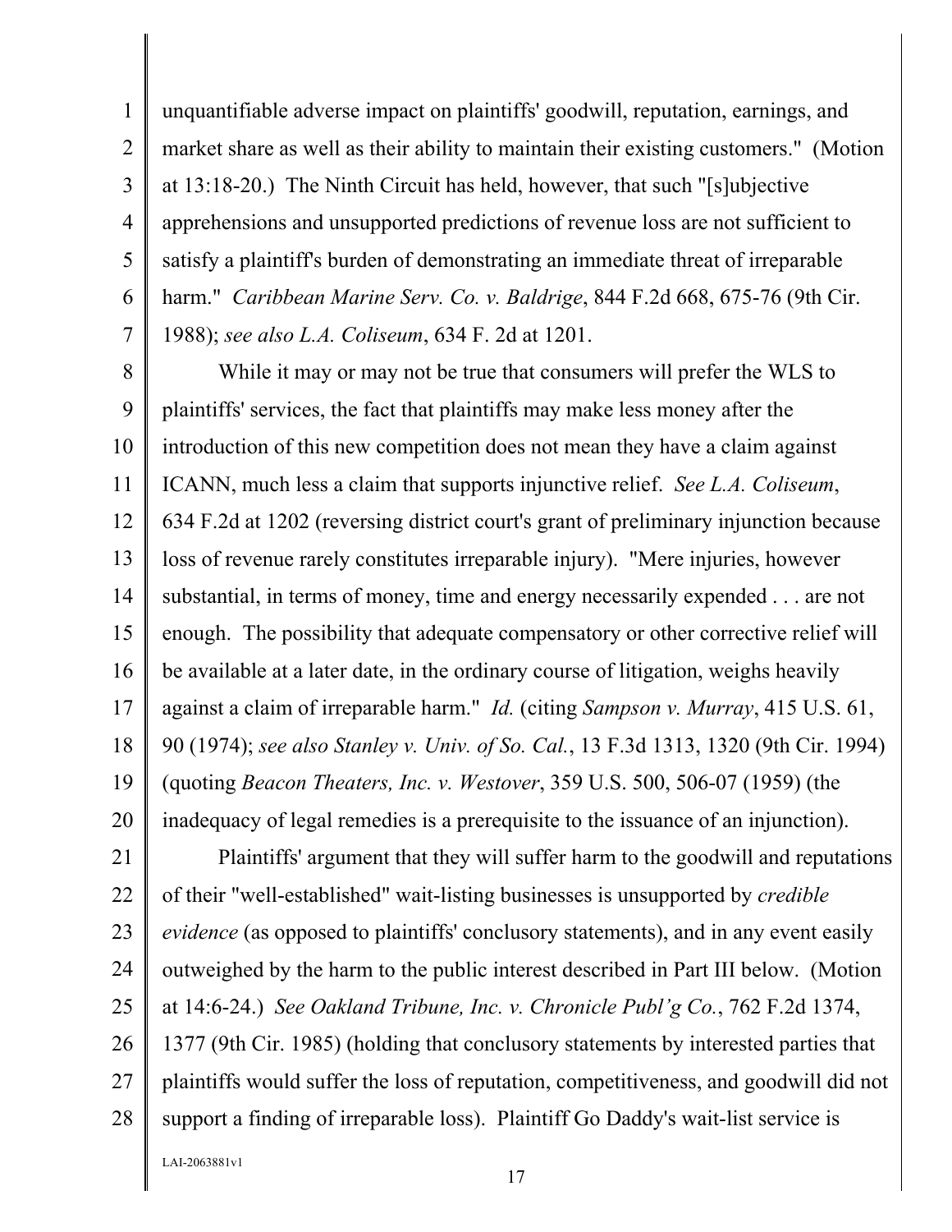unquantifiable adverse impact on plaintiffs' goodwill, reputation, earnings, and market share as well as their ability to maintain their existing customers." (Motion at 13:18-20.) The Ninth Circuit has held, however, that such "[s]ubjective apprehensions and unsupported predictions of revenue loss are not sufficient to satisfy a plaintiff's burden of demonstrating an immediate threat of irreparable harm." *Caribbean Marine Serv. Co. v. Baldrige*, 844 F.2d 668, 675-76 (9th Cir. 1988); *see also L.A. Coliseum*, 634 F. 2d at 1201.

While it may or may not be true that consumers will prefer the WLS to plaintiffs' services, the fact that plaintiffs may make less money after the introduction of this new competition does not mean they have a claim against ICANN, much less a claim that supports injunctive relief. *See L.A. Coliseum*, 634 F.2d at 1202 (reversing district court's grant of preliminary injunction because loss of revenue rarely constitutes irreparable injury). "Mere injuries, however substantial, in terms of money, time and energy necessarily expended . . . are not enough. The possibility that adequate compensatory or other corrective relief will be available at a later date, in the ordinary course of litigation, weighs heavily against a claim of irreparable harm." *Id.* (citing *Sampson v. Murray*, 415 U.S. 61, 90 (1974); *see also Stanley v. Univ. of So. Cal.*, 13 F.3d 1313, 1320 (9th Cir. 1994) (quoting *Beacon Theaters, Inc. v. Westover*, 359 U.S. 500, 506-07 (1959) (the inadequacy of legal remedies is a prerequisite to the issuance of an injunction).

Plaintiffs' argument that they will suffer harm to the goodwill and reputations of their "well-established" wait-listing businesses is unsupported by *credible evidence* (as opposed to plaintiffs' conclusory statements), and in any event easily outweighed by the harm to the public interest described in Part III below. (Motion at 14:6-24.) *See Oakland Tribune, Inc. v. Chronicle Publ'g Co.*, 762 F.2d 1374, 1377 (9th Cir. 1985) (holding that conclusory statements by interested parties that plaintiffs would suffer the loss of reputation, competitiveness, and goodwill did not support a finding of irreparable loss). Plaintiff Go Daddy's wait-list service is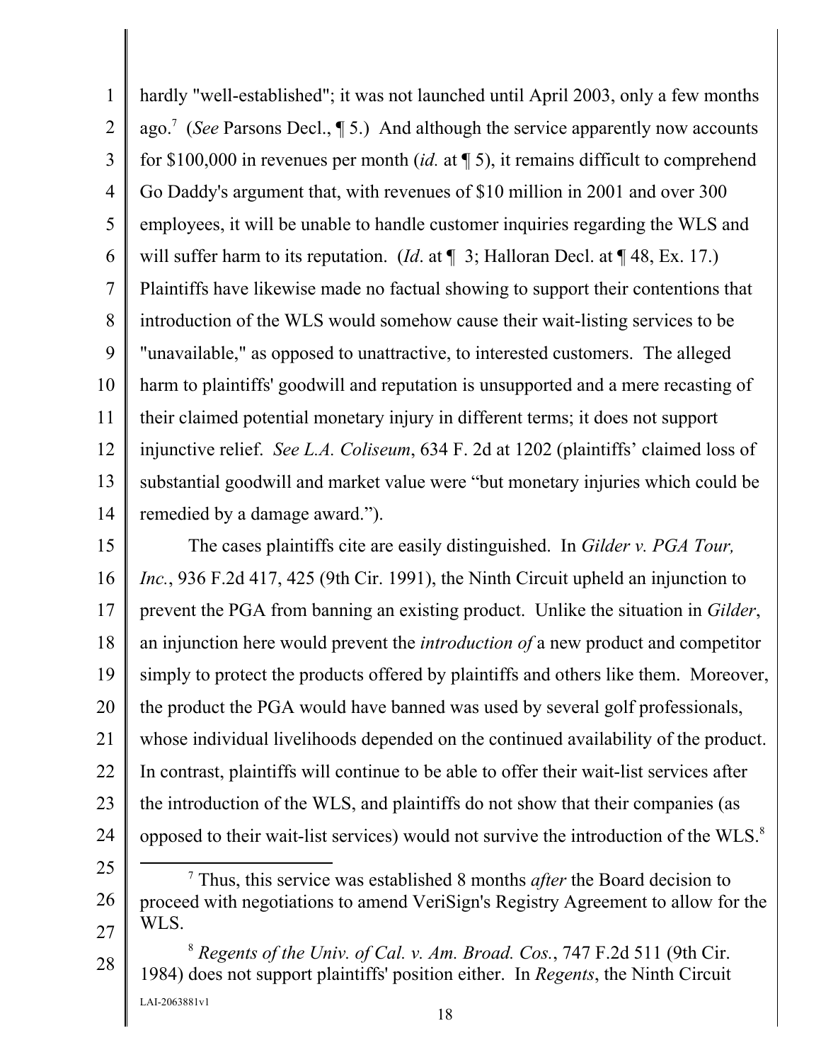hardly "well-established"; it was not launched until April 2003, only a few months ago.[7] (*See* Parsons Decl., ¶ 5.) And although the service apparently now accounts for $100,000 in revenues per month (*id.* at ¶ 5), it remains difficult to comprehend Go Daddy's argument that, with revenues of $10 million in 2001 and over 300 employees, it will be unable to handle customer inquiries regarding the WLS and will suffer harm to its reputation. (*Id*. at ¶ 3; Halloran Decl. at ¶ 48, Ex. 17.) Plaintiffs have likewise made no factual showing to support their contentions that introduction of the WLS would somehow cause their wait-listing services to be "unavailable," as opposed to unattractive, to interested customers. The alleged harm to plaintiffs' goodwill and reputation is unsupported and a mere recasting of their claimed potential monetary injury in different terms; it does not support injunctive relief. *See L.A. Coliseum*, 634 F. 2d at 1202 (plaintiffs' claimed loss of substantial goodwill and market value were "but monetary injuries which could be remedied by a damage award.").

The cases plaintiffs cite are easily distinguished. In *Gilder v. PGA Tour, Inc.*, 936 F.2d 417, 425 (9th Cir. 1991), the Ninth Circuit upheld an injunction to prevent the PGA from banning an existing product. Unlike the situation in *Gilder*, an injunction here would prevent the *introduction of* a new product and competitor simply to protect the products offered by plaintiffs and others like them. Moreover, the product the PGA would have banned was used by several golf professionals, whose individual livelihoods depended on the continued availability of the product. In contrast, plaintiffs will continue to be able to offer their wait-list services after the introduction of the WLS, and plaintiffs do not show that their companies (as opposed to their wait-list services) would not survive the introduction of the WLS.[8]

---

[7] Thus, this service was established 8 months *after* the Board decision to proceed with negotiations to amend VeriSign's Registry Agreement to allow for the WLS.

[8] *Regents of the Univ. of Cal. v. Am. Broad. Cos.*, 747 F.2d 511 (9th Cir. 1984) does not support plaintiffs' position either. In *Regents*, the Ninth Circuit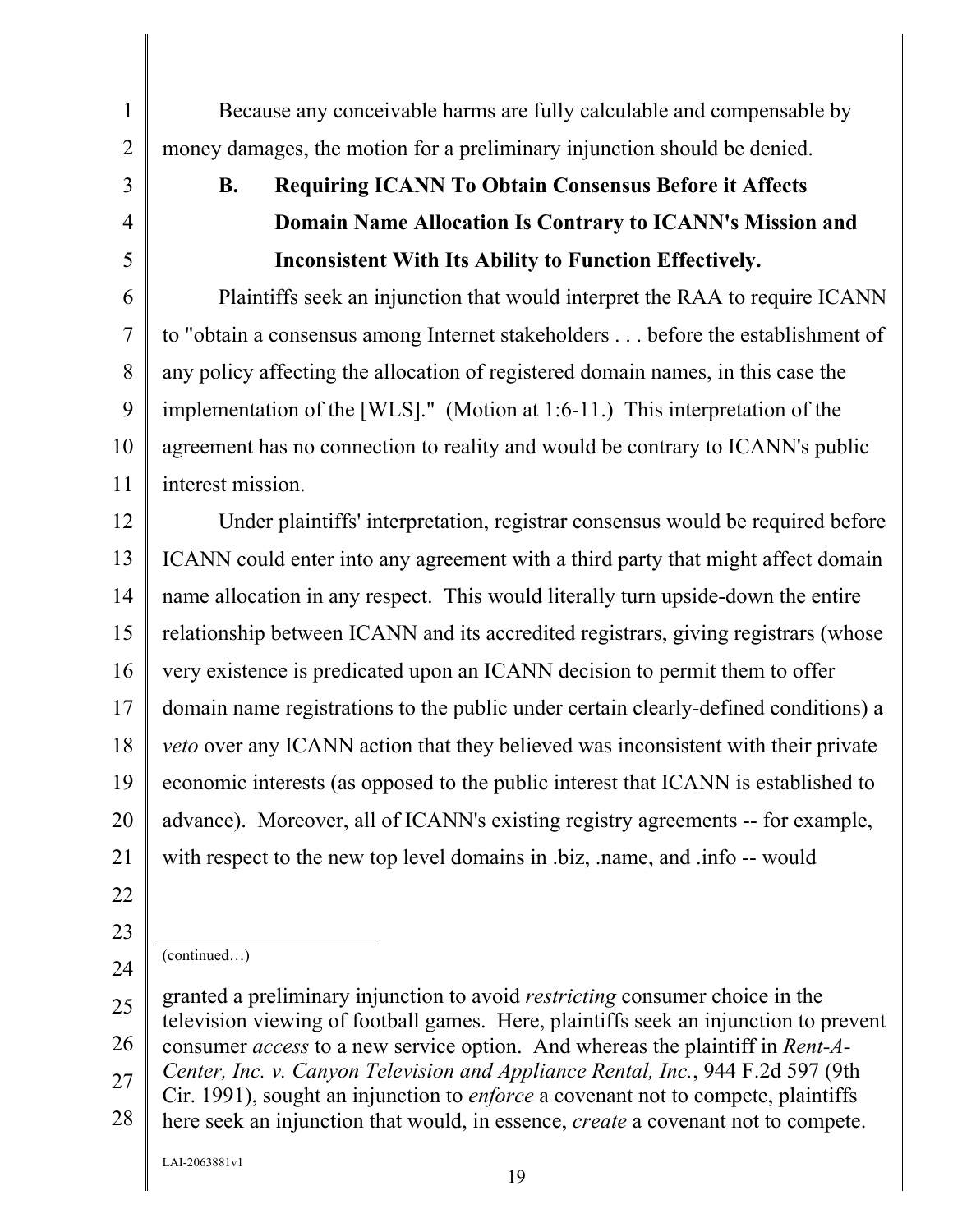Because any conceivable harms are fully calculable and compensable by money damages, the motion for a preliminary injunction should be denied.

### B. Requiring ICANN To Obtain Consensus Before it Affects Domain Name Allocation Is Contrary to ICANN's Mission and Inconsistent With Its Ability to Function Effectively.

Plaintiffs seek an injunction that would interpret the RAA to require ICANN to "obtain a consensus among Internet stakeholders . . . before the establishment of any policy affecting the allocation of registered domain names, in this case the implementation of the [WLS]." (Motion at 1:6-11.) This interpretation of the agreement has no connection to reality and would be contrary to ICANN's public interest mission.

Under plaintiffs' interpretation, registrar consensus would be required before ICANN could enter into any agreement with a third party that might affect domain name allocation in any respect. This would literally turn upside-down the entire relationship between ICANN and its accredited registrars, giving registrars (whose very existence is predicated upon an ICANN decision to permit them to offer domain name registrations to the public under certain clearly-defined conditions) a *veto* over any ICANN action that they believed was inconsistent with their private economic interests (as opposed to the public interest that ICANN is established to advance). Moreover, all of ICANN's existing registry agreements -- for example, with respect to the new top level domains in .biz, .name, and .info -- would

---

(continued…)

granted a preliminary injunction to avoid *restricting* consumer choice in the television viewing of football games. Here, plaintiffs seek an injunction to prevent consumer *access* to a new service option. And whereas the plaintiff in *Rent-A-Center, Inc. v. Canyon Television and Appliance Rental, Inc.*, 944 F.2d 597 (9th Cir. 1991), sought an injunction to *enforce* a covenant not to compete, plaintiffs here seek an injunction that would, in essence, *create* a covenant not to compete.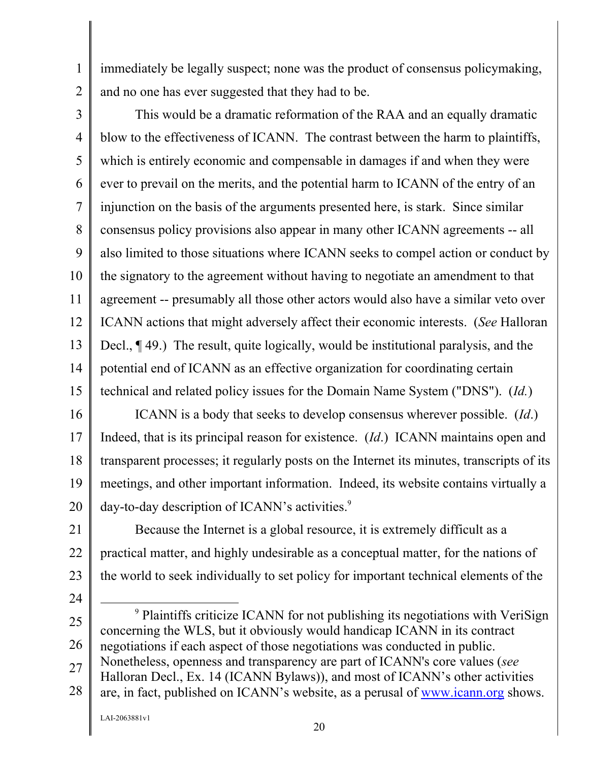immediately be legally suspect; none was the product of consensus policymaking, and no one has ever suggested that they had to be.

This would be a dramatic reformation of the RAA and an equally dramatic blow to the effectiveness of ICANN. The contrast between the harm to plaintiffs, which is entirely economic and compensable in damages if and when they were ever to prevail on the merits, and the potential harm to ICANN of the entry of an injunction on the basis of the arguments presented here, is stark. Since similar consensus policy provisions also appear in many other ICANN agreements -- all also limited to those situations where ICANN seeks to compel action or conduct by the signatory to the agreement without having to negotiate an amendment to that agreement -- presumably all those other actors would also have a similar veto over ICANN actions that might adversely affect their economic interests. (*See* Halloran Decl., ¶ 49.) The result, quite logically, would be institutional paralysis, and the potential end of ICANN as an effective organization for coordinating certain technical and related policy issues for the Domain Name System ("DNS"). (*Id.*)

ICANN is a body that seeks to develop consensus wherever possible. (*Id*.) Indeed, that is its principal reason for existence. (*Id*.) ICANN maintains open and transparent processes; it regularly posts on the Internet its minutes, transcripts of its meetings, and other important information. Indeed, its website contains virtually a day-to-day description of ICANN's activities.[9]

Because the Internet is a global resource, it is extremely difficult as a practical matter, and highly undesirable as a conceptual matter, for the nations of the world to seek individually to set policy for important technical elements of the

---

[9] Plaintiffs criticize ICANN for not publishing its negotiations with VeriSign concerning the WLS, but it obviously would handicap ICANN in its contract negotiations if each aspect of those negotiations was conducted in public. Nonetheless, openness and transparency are part of ICANN's core values (*see* Halloran Decl., Ex. 14 (ICANN Bylaws)), and most of ICANN's other activities are, in fact, published on ICANN's website, as a perusal of www.icann.org shows.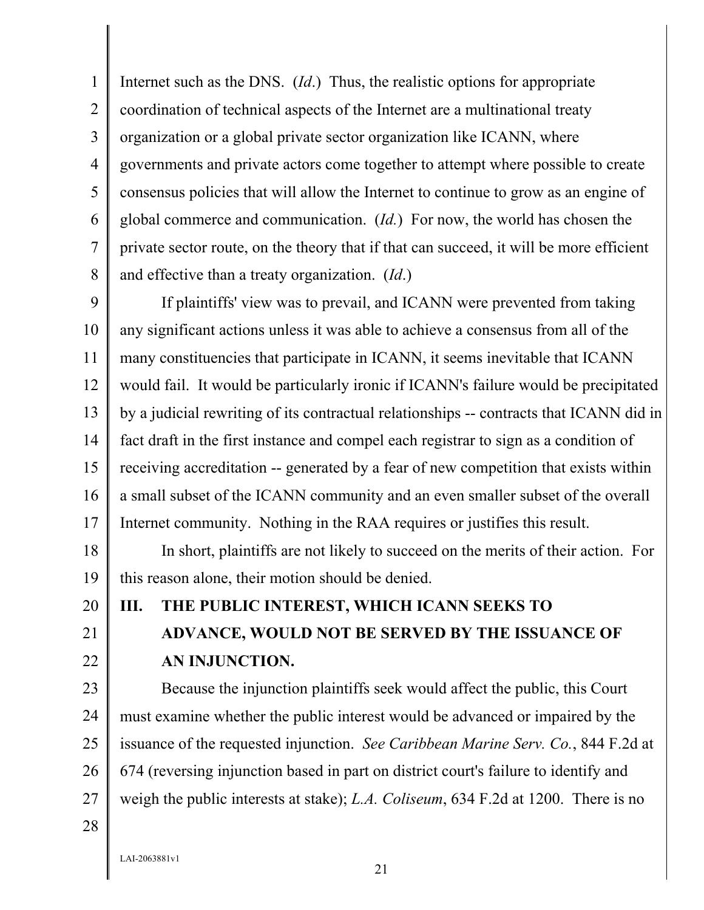Internet such as the DNS. (*Id*.) Thus, the realistic options for appropriate coordination of technical aspects of the Internet are a multinational treaty organization or a global private sector organization like ICANN, where governments and private actors come together to attempt where possible to create consensus policies that will allow the Internet to continue to grow as an engine of global commerce and communication. (*Id.*) For now, the world has chosen the private sector route, on the theory that if that can succeed, it will be more efficient and effective than a treaty organization. (*Id*.)

If plaintiffs' view was to prevail, and ICANN were prevented from taking any significant actions unless it was able to achieve a consensus from all of the many constituencies that participate in ICANN, it seems inevitable that ICANN would fail. It would be particularly ironic if ICANN's failure would be precipitated by a judicial rewriting of its contractual relationships -- contracts that ICANN did in fact draft in the first instance and compel each registrar to sign as a condition of receiving accreditation -- generated by a fear of new competition that exists within a small subset of the ICANN community and an even smaller subset of the overall Internet community. Nothing in the RAA requires or justifies this result.

In short, plaintiffs are not likely to succeed on the merits of their action. For this reason alone, their motion should be denied.

## III. THE PUBLIC INTEREST, WHICH ICANN SEEKS TO ADVANCE, WOULD NOT BE SERVED BY THE ISSUANCE OF AN INJUNCTION.

Because the injunction plaintiffs seek would affect the public, this Court must examine whether the public interest would be advanced or impaired by the issuance of the requested injunction. *See Caribbean Marine Serv. Co.*, 844 F.2d at 674 (reversing injunction based in part on district court's failure to identify and weigh the public interests at stake); *L.A. Coliseum*, 634 F.2d at 1200. There is no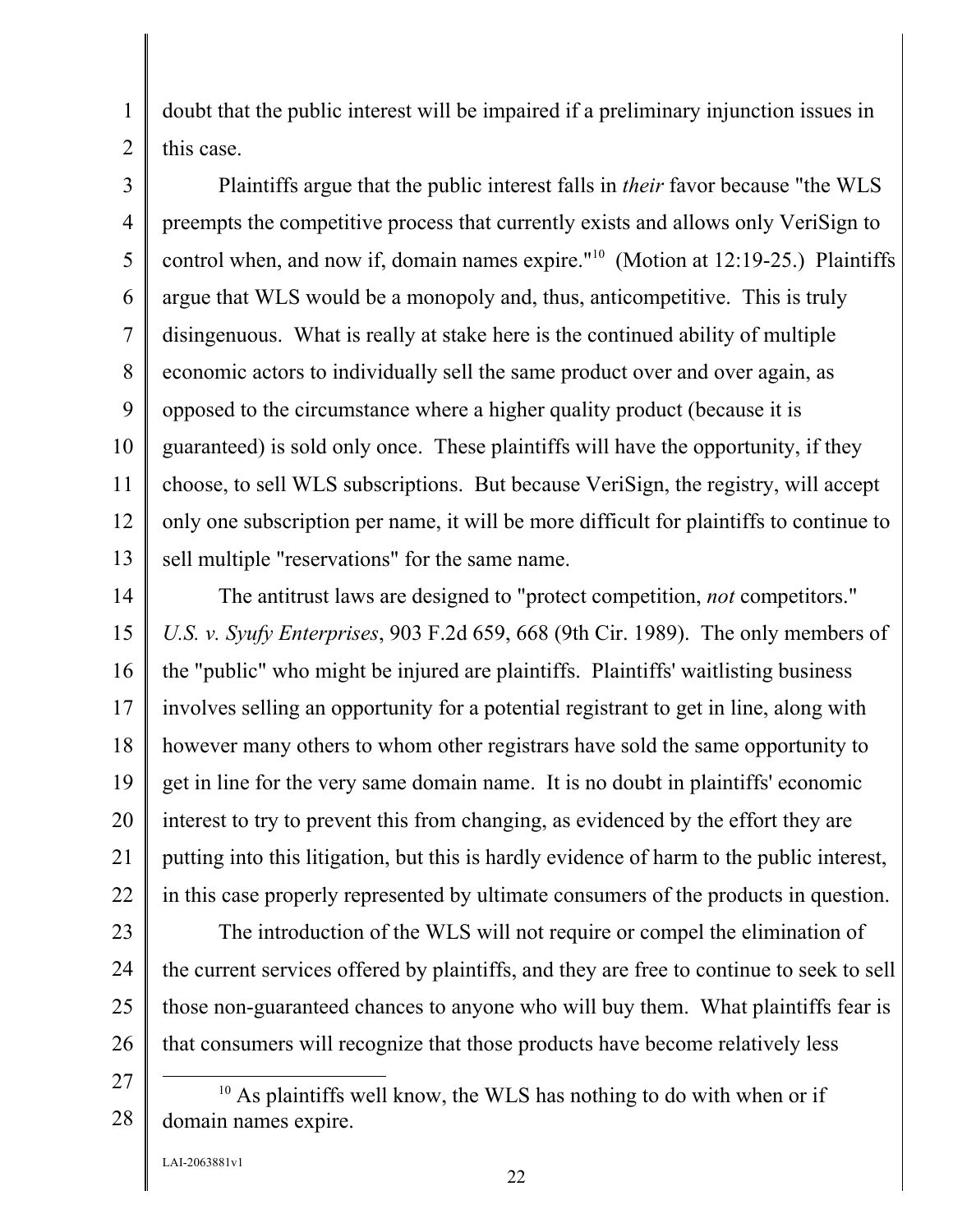doubt that the public interest will be impaired if a preliminary injunction issues in this case.

Plaintiffs argue that the public interest falls in *their* favor because "the WLS preempts the competitive process that currently exists and allows only VeriSign to control when, and now if, domain names expire."[10] (Motion at 12:19-25.) Plaintiffs argue that WLS would be a monopoly and, thus, anticompetitive. This is truly disingenuous. What is really at stake here is the continued ability of multiple economic actors to individually sell the same product over and over again, as opposed to the circumstance where a higher quality product (because it is guaranteed) is sold only once. These plaintiffs will have the opportunity, if they choose, to sell WLS subscriptions. But because VeriSign, the registry, will accept only one subscription per name, it will be more difficult for plaintiffs to continue to sell multiple "reservations" for the same name.

The antitrust laws are designed to "protect competition, *not* competitors." *U.S. v. Syufy Enterprises*, 903 F.2d 659, 668 (9th Cir. 1989). The only members of the "public" who might be injured are plaintiffs. Plaintiffs' waitlisting business involves selling an opportunity for a potential registrant to get in line, along with however many others to whom other registrars have sold the same opportunity to get in line for the very same domain name. It is no doubt in plaintiffs' economic interest to try to prevent this from changing, as evidenced by the effort they are putting into this litigation, but this is hardly evidence of harm to the public interest, in this case properly represented by ultimate consumers of the products in question.

The introduction of the WLS will not require or compel the elimination of the current services offered by plaintiffs, and they are free to continue to seek to sell those non-guaranteed chances to anyone who will buy them. What plaintiffs fear is that consumers will recognize that those products have become relatively less

---

[10] As plaintiffs well know, the WLS has nothing to do with when or if domain names expire.

LAI-2063881v1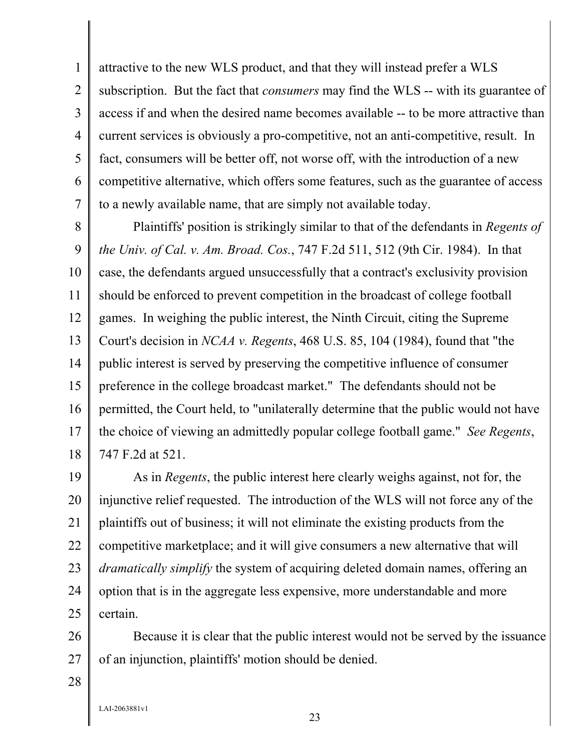attractive to the new WLS product, and that they will instead prefer a WLS subscription. But the fact that *consumers* may find the WLS -- with its guarantee of access if and when the desired name becomes available -- to be more attractive than current services is obviously a pro-competitive, not an anti-competitive, result. In fact, consumers will be better off, not worse off, with the introduction of a new competitive alternative, which offers some features, such as the guarantee of access to a newly available name, that are simply not available today.

Plaintiffs' position is strikingly similar to that of the defendants in *Regents of the Univ. of Cal. v. Am. Broad. Cos.*, 747 F.2d 511, 512 (9th Cir. 1984). In that case, the defendants argued unsuccessfully that a contract's exclusivity provision should be enforced to prevent competition in the broadcast of college football games. In weighing the public interest, the Ninth Circuit, citing the Supreme Court's decision in *NCAA v. Regents*, 468 U.S. 85, 104 (1984), found that "the public interest is served by preserving the competitive influence of consumer preference in the college broadcast market." The defendants should not be permitted, the Court held, to "unilaterally determine that the public would not have the choice of viewing an admittedly popular college football game." *See Regents*, 747 F.2d at 521.

As in *Regents*, the public interest here clearly weighs against, not for, the injunctive relief requested. The introduction of the WLS will not force any of the plaintiffs out of business; it will not eliminate the existing products from the competitive marketplace; and it will give consumers a new alternative that will *dramatically simplify* the system of acquiring deleted domain names, offering an option that is in the aggregate less expensive, more understandable and more certain.

Because it is clear that the public interest would not be served by the issuance of an injunction, plaintiffs' motion should be denied.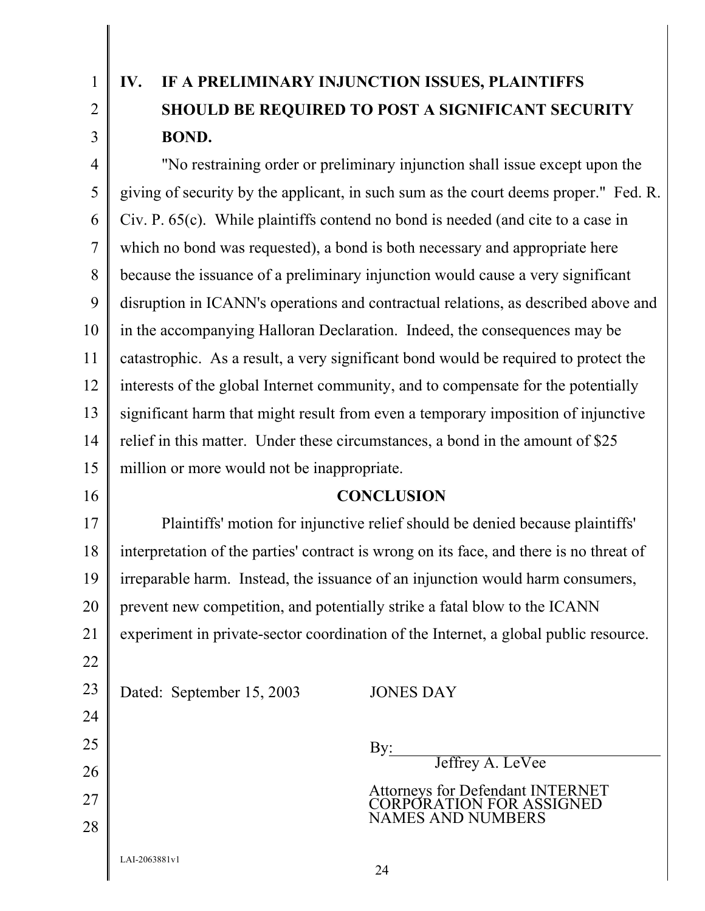## IV. IF A PRELIMINARY INJUNCTION ISSUES, PLAINTIFFS SHOULD BE REQUIRED TO POST A SIGNIFICANT SECURITY BOND.

"No restraining order or preliminary injunction shall issue except upon the giving of security by the applicant, in such sum as the court deems proper." Fed. R. Civ. P. 65(c). While plaintiffs contend no bond is needed (and cite to a case in which no bond was requested), a bond is both necessary and appropriate here because the issuance of a preliminary injunction would cause a very significant disruption in ICANN's operations and contractual relations, as described above and in the accompanying Halloran Declaration. Indeed, the consequences may be catastrophic. As a result, a very significant bond would be required to protect the interests of the global Internet community, and to compensate for the potentially significant harm that might result from even a temporary imposition of injunctive relief in this matter. Under these circumstances, a bond in the amount of $25 million or more would not be inappropriate.

## CONCLUSION

Plaintiffs' motion for injunctive relief should be denied because plaintiffs' interpretation of the parties' contract is wrong on its face, and there is no threat of irreparable harm. Instead, the issuance of an injunction would harm consumers, prevent new competition, and potentially strike a fatal blow to the ICANN experiment in private-sector coordination of the Internet, a global public resource.

Dated: September 15, 2003

JONES DAY

By: ______________________________
Jeffrey A. LeVee

Attorneys for Defendant INTERNET CORPORATION FOR ASSIGNED NAMES AND NUMBERS

LAI-2063881v1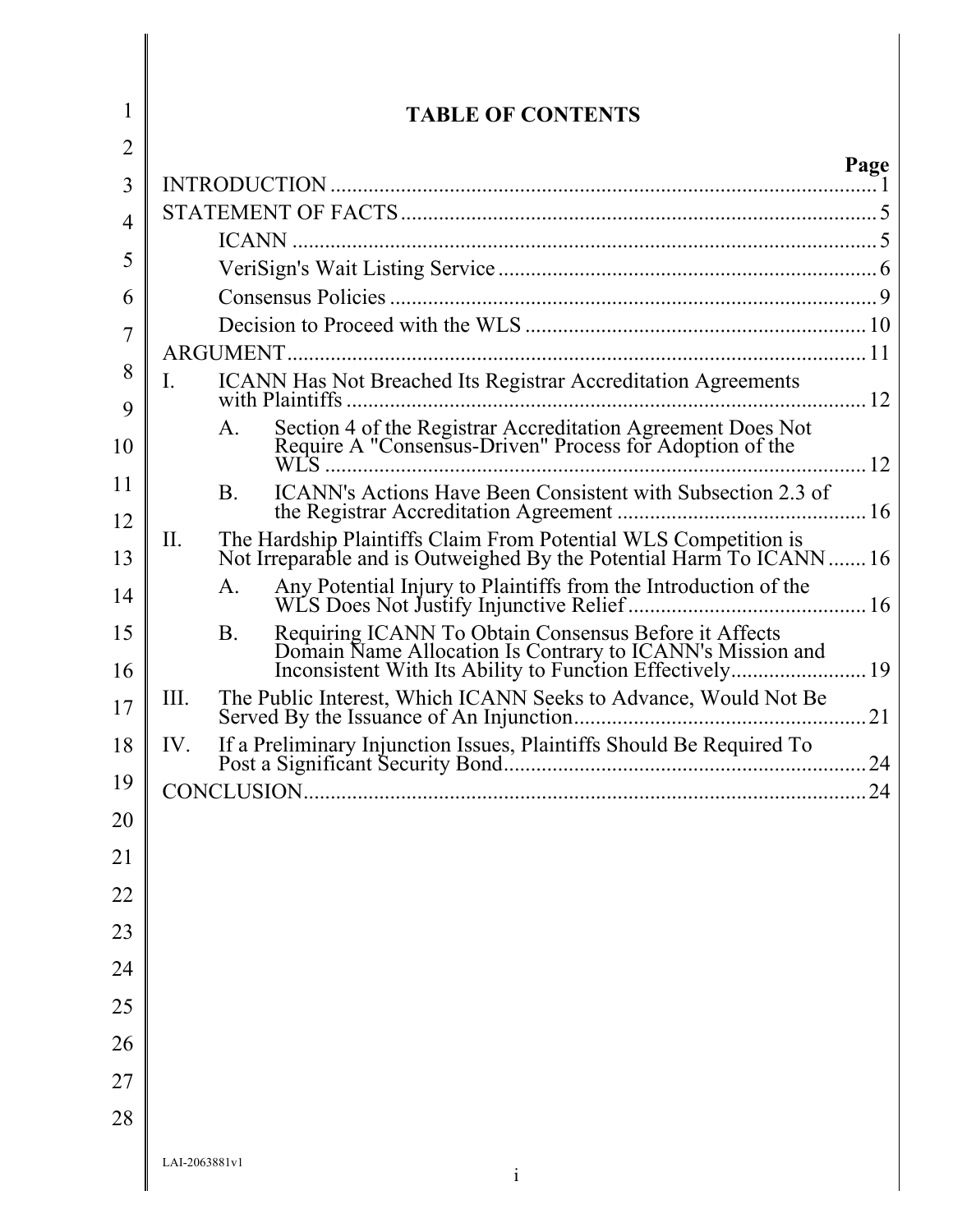# TABLE OF CONTENTS

| | Page |
|---|---|
| INTRODUCTION | 1 |
| STATEMENT OF FACTS | 5 |
| ICANN | 5 |
| VeriSign's Wait Listing Service | 6 |
| Consensus Policies | 9 |
| Decision to Proceed with the WLS | 10 |
| ARGUMENT | 11 |
| I. ICANN Has Not Breached Its Registrar Accreditation Agreements with Plaintiffs | 12 |
| A. Section 4 of the Registrar Accreditation Agreement Does Not Require A "Consensus-Driven" Process for Adoption of the WLS | 12 |
| B. ICANN's Actions Have Been Consistent with Subsection 2.3 of the Registrar Accreditation Agreement | 16 |
| II. The Hardship Plaintiffs Claim From Potential WLS Competition is Not Irreparable and is Outweighed By the Potential Harm To ICANN | 16 |
| A. Any Potential Injury to Plaintiffs from the Introduction of the WLS Does Not Justify Injunctive Relief | 16 |
| B. Requiring ICANN To Obtain Consensus Before it Affects Domain Name Allocation Is Contrary to ICANN's Mission and Inconsistent With Its Ability to Function Effectively | 19 |
| III. The Public Interest, Which ICANN Seeks to Advance, Would Not Be Served By the Issuance of An Injunction | 21 |
| IV. If a Preliminary Injunction Issues, Plaintiffs Should Be Required To Post a Significant Security Bond | 24 |
| CONCLUSION | 24 |

LAI-2063881v1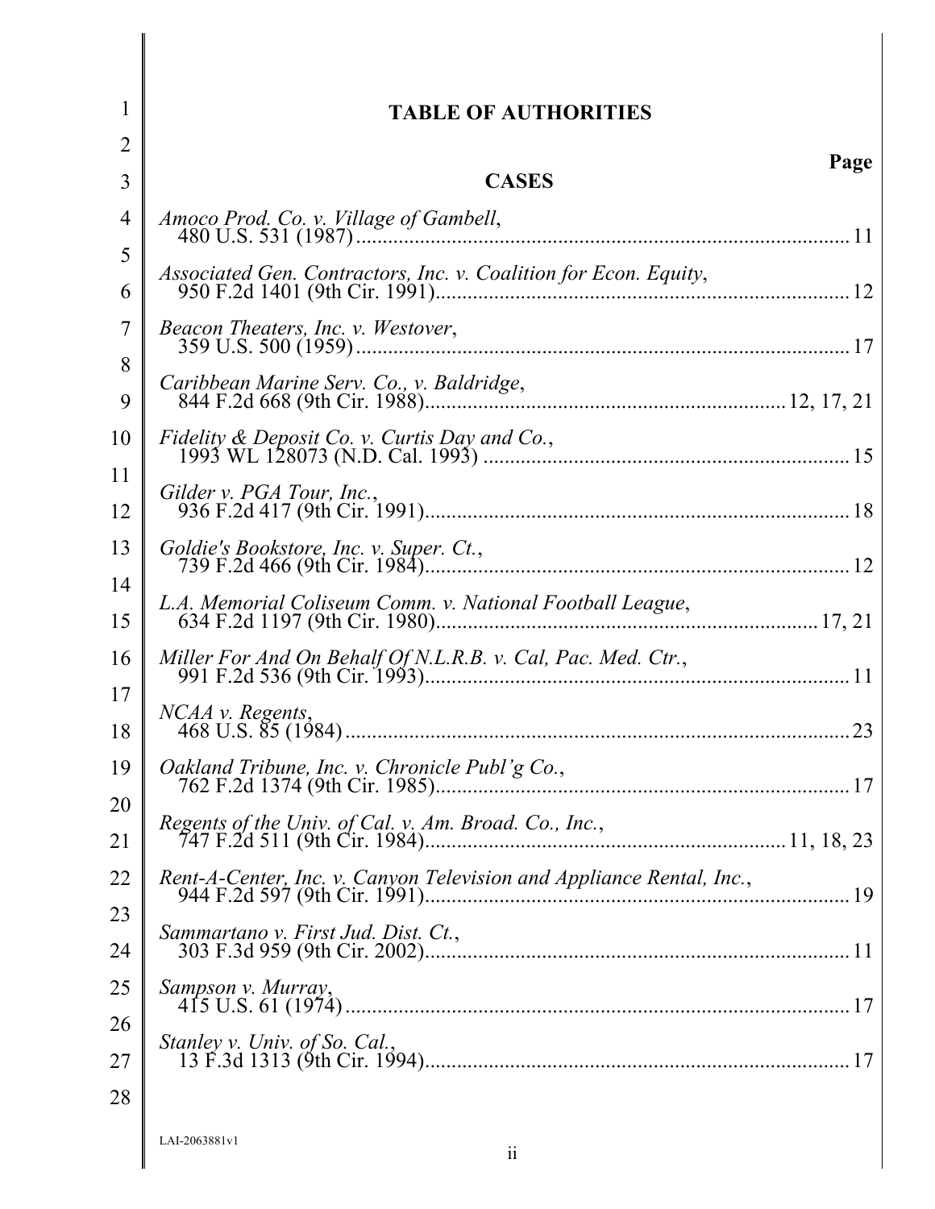# TABLE OF AUTHORITIES

**Page**

## CASES

*Amoco Prod. Co. v. Village of Gambell*,
480 U.S. 531 (1987) ........................................................................................ 11

*Associated Gen. Contractors, Inc. v. Coalition for Econ. Equity*,
950 F.2d 1401 (9th Cir. 1991)......................................................................... 12

*Beacon Theaters, Inc. v. Westover*,
359 U.S. 500 (1959) ........................................................................................ 17

*Caribbean Marine Serv. Co., v. Baldridge*,
844 F.2d 668 (9th Cir. 1988)................................................................ 12, 17, 21

*Fidelity & Deposit Co. v. Curtis Day and Co.*,
1993 WL 128073 (N.D. Cal. 1993) .................................................................. 15

*Gilder v. PGA Tour, Inc.*,
936 F.2d 417 (9th Cir. 1991)............................................................................ 18

*Goldie's Bookstore, Inc. v. Super. Ct.*,
739 F.2d 466 (9th Cir. 1984)............................................................................ 12

*L.A. Memorial Coliseum Comm. v. National Football League*,
634 F.2d 1197 (9th Cir. 1980)................................................................... 17, 21

*Miller For And On Behalf Of N.L.R.B. v. Cal, Pac. Med. Ctr.*,
991 F.2d 536 (9th Cir. 1993)............................................................................ 11

*NCAA v. Regents*,
468 U.S. 85 (1984) .......................................................................................... 23

*Oakland Tribune, Inc. v. Chronicle Publ'g Co.*,
762 F.2d 1374 (9th Cir. 1985).......................................................................... 17

*Regents of the Univ. of Cal. v. Am. Broad. Co., Inc.*,
747 F.2d 511 (9th Cir. 1984)................................................................ 11, 18, 23

*Rent-A-Center, Inc. v. Canyon Television and Appliance Rental, Inc.*,
944 F.2d 597 (9th Cir. 1991)............................................................................ 19

*Sammartano v. First Jud. Dist. Ct.*,
303 F.3d 959 (9th Cir. 2002)............................................................................ 11

*Sampson v. Murray*,
415 U.S. 61 (1974) .......................................................................................... 17

*Stanley v. Univ. of So. Cal.*,
13 F.3d 1313 (9th Cir. 1994)............................................................................ 17

LAI-2063881v1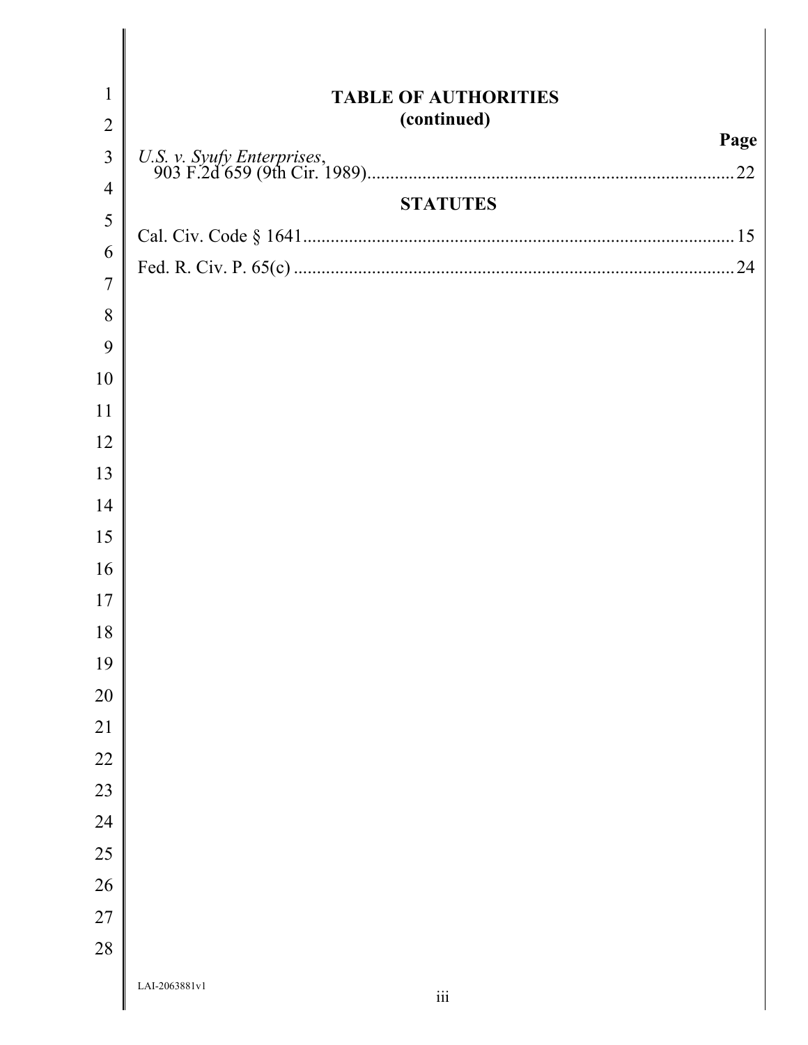## TABLE OF AUTHORITIES
### (continued)

**Page**

*U.S. v. Syufy Enterprises*,
903 F.2d 659 (9th Cir. 1989)........................................................................22

### STATUTES

Cal. Civ. Code § 1641........................................................................15

Fed. R. Civ. P. 65(c)........................................................................24

LAI-2063881v1